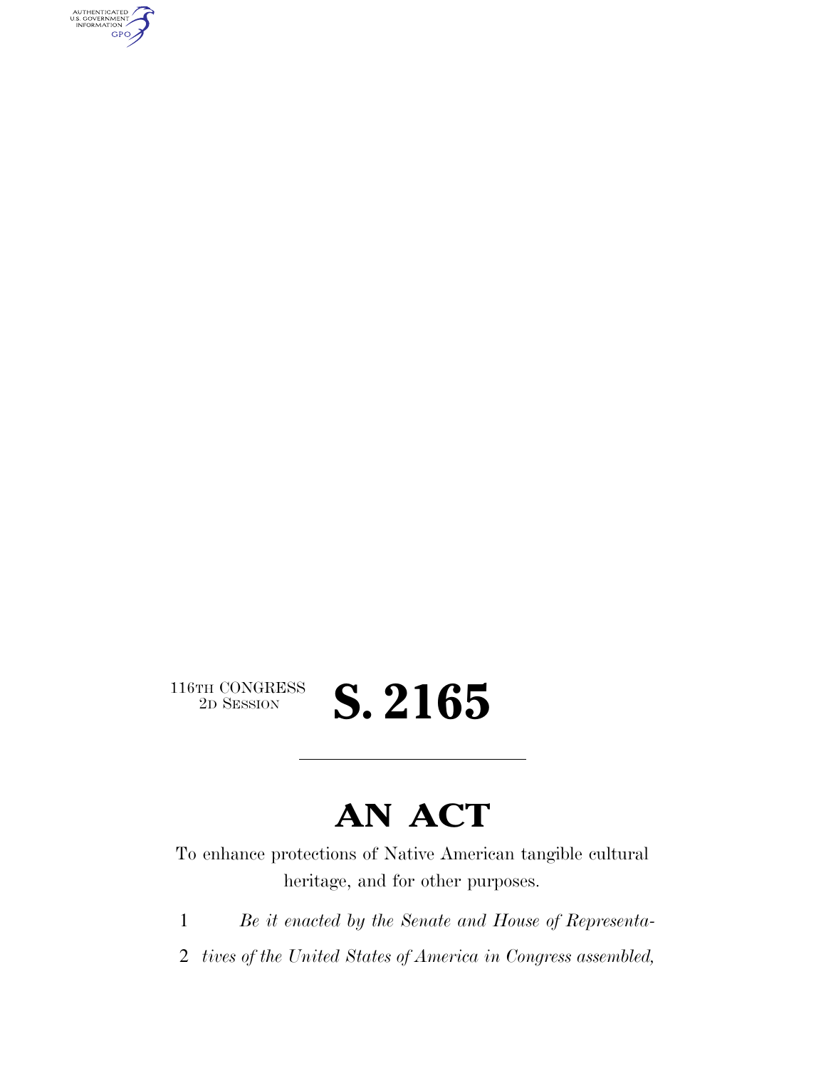116TH CONGRESS
2D SESSION

# S. 2165

---

# AN ACT

To enhance protections of Native American tangible cultural heritage, and for other purposes.

1 *Be it enacted by the Senate and House of Representa-*
2 *tives of the United States of America in Congress assembled,*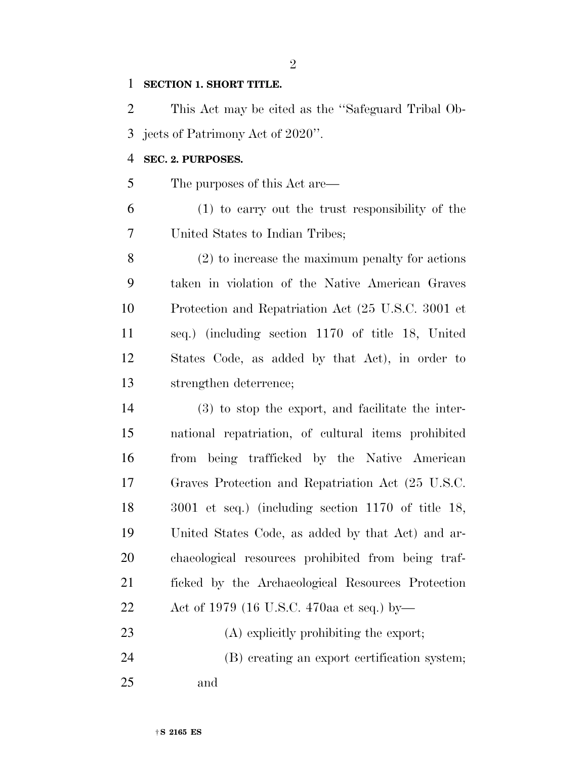**SECTION 1. SHORT TITLE.**

This Act may be cited as the ''Safeguard Tribal Objects of Patrimony Act of 2020''.

**SEC. 2. PURPOSES.**

The purposes of this Act are—

(1) to carry out the trust responsibility of the United States to Indian Tribes;

(2) to increase the maximum penalty for actions taken in violation of the Native American Graves Protection and Repatriation Act (25 U.S.C. 3001 et seq.) (including section 1170 of title 18, United States Code, as added by that Act), in order to strengthen deterrence;

(3) to stop the export, and facilitate the international repatriation, of cultural items prohibited from being trafficked by the Native American Graves Protection and Repatriation Act (25 U.S.C. 3001 et seq.) (including section 1170 of title 18, United States Code, as added by that Act) and archaeological resources prohibited from being trafficked by the Archaeological Resources Protection Act of 1979 (16 U.S.C. 470aa et seq.) by—

(A) explicitly prohibiting the export;

(B) creating an export certification system; and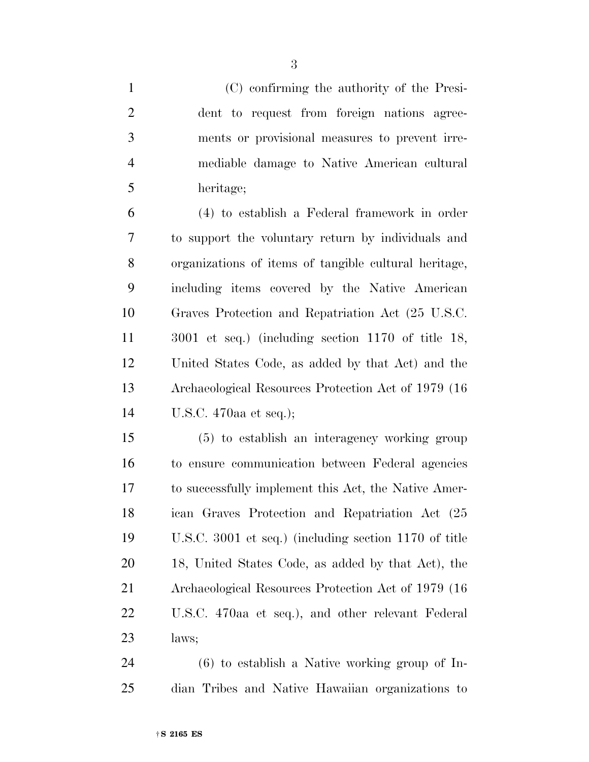(C) confirming the authority of the President to request from foreign nations agreements or provisional measures to prevent irremediable damage to Native American cultural heritage;

(4) to establish a Federal framework in order to support the voluntary return by individuals and organizations of items of tangible cultural heritage, including items covered by the Native American Graves Protection and Repatriation Act (25 U.S.C. 3001 et seq.) (including section 1170 of title 18, United States Code, as added by that Act) and the Archaeological Resources Protection Act of 1979 (16 U.S.C. 470aa et seq.);

(5) to establish an interagency working group to ensure communication between Federal agencies to successfully implement this Act, the Native American Graves Protection and Repatriation Act (25 U.S.C. 3001 et seq.) (including section 1170 of title 18, United States Code, as added by that Act), the Archaeological Resources Protection Act of 1979 (16 U.S.C. 470aa et seq.), and other relevant Federal laws;

(6) to establish a Native working group of Indian Tribes and Native Hawaiian organizations to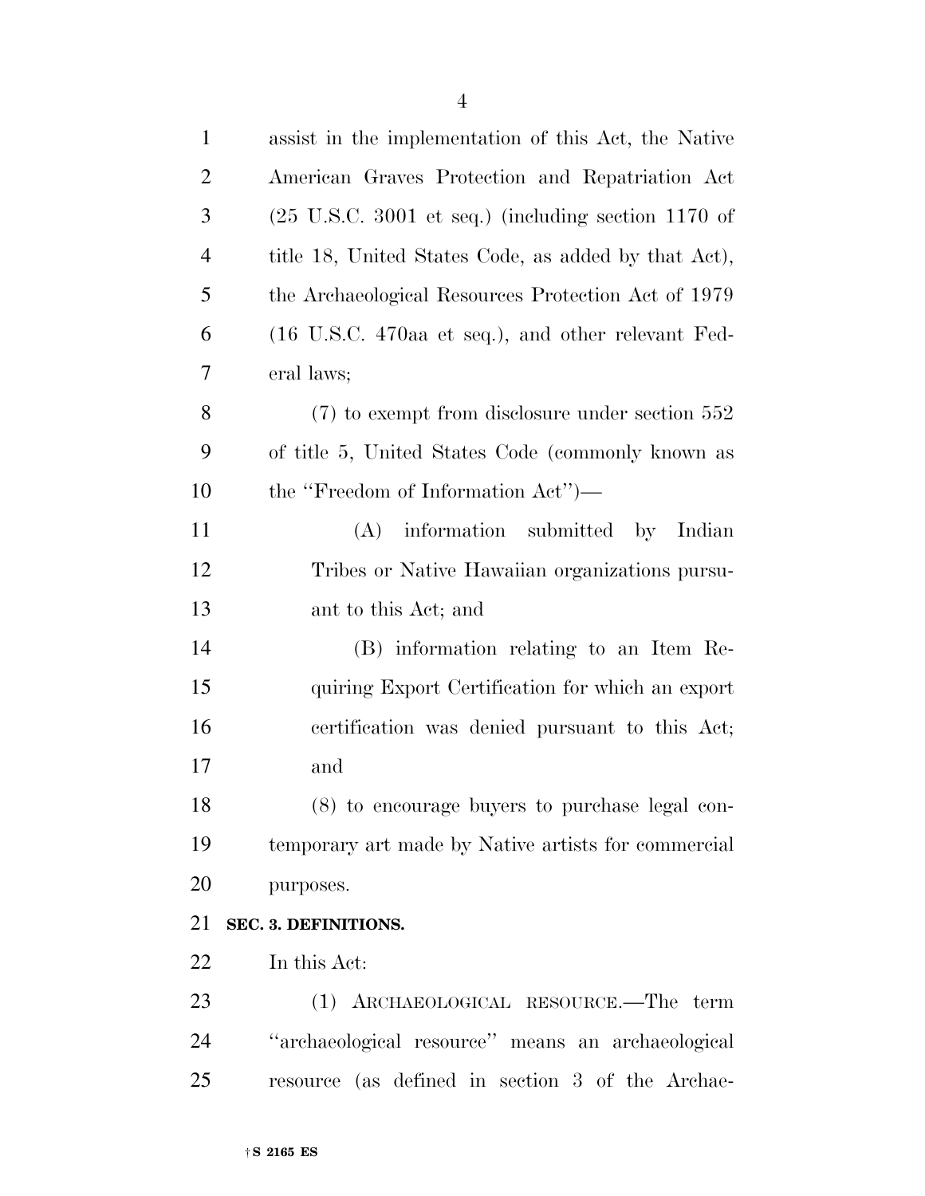assist in the implementation of this Act, the Native American Graves Protection and Repatriation Act (25 U.S.C. 3001 et seq.) (including section 1170 of title 18, United States Code, as added by that Act), the Archaeological Resources Protection Act of 1979 (16 U.S.C. 470aa et seq.), and other relevant Federal laws;

(7) to exempt from disclosure under section 552 of title 5, United States Code (commonly known as the ''Freedom of Information Act'')—

(A) information submitted by Indian Tribes or Native Hawaiian organizations pursuant to this Act; and

(B) information relating to an Item Requiring Export Certification for which an export certification was denied pursuant to this Act; and

(8) to encourage buyers to purchase legal contemporary art made by Native artists for commercial purposes.

**SEC. 3. DEFINITIONS.**

In this Act:

(1) ARCHAEOLOGICAL RESOURCE.—The term ''archaeological resource'' means an archaeological resource (as defined in section 3 of the Archae-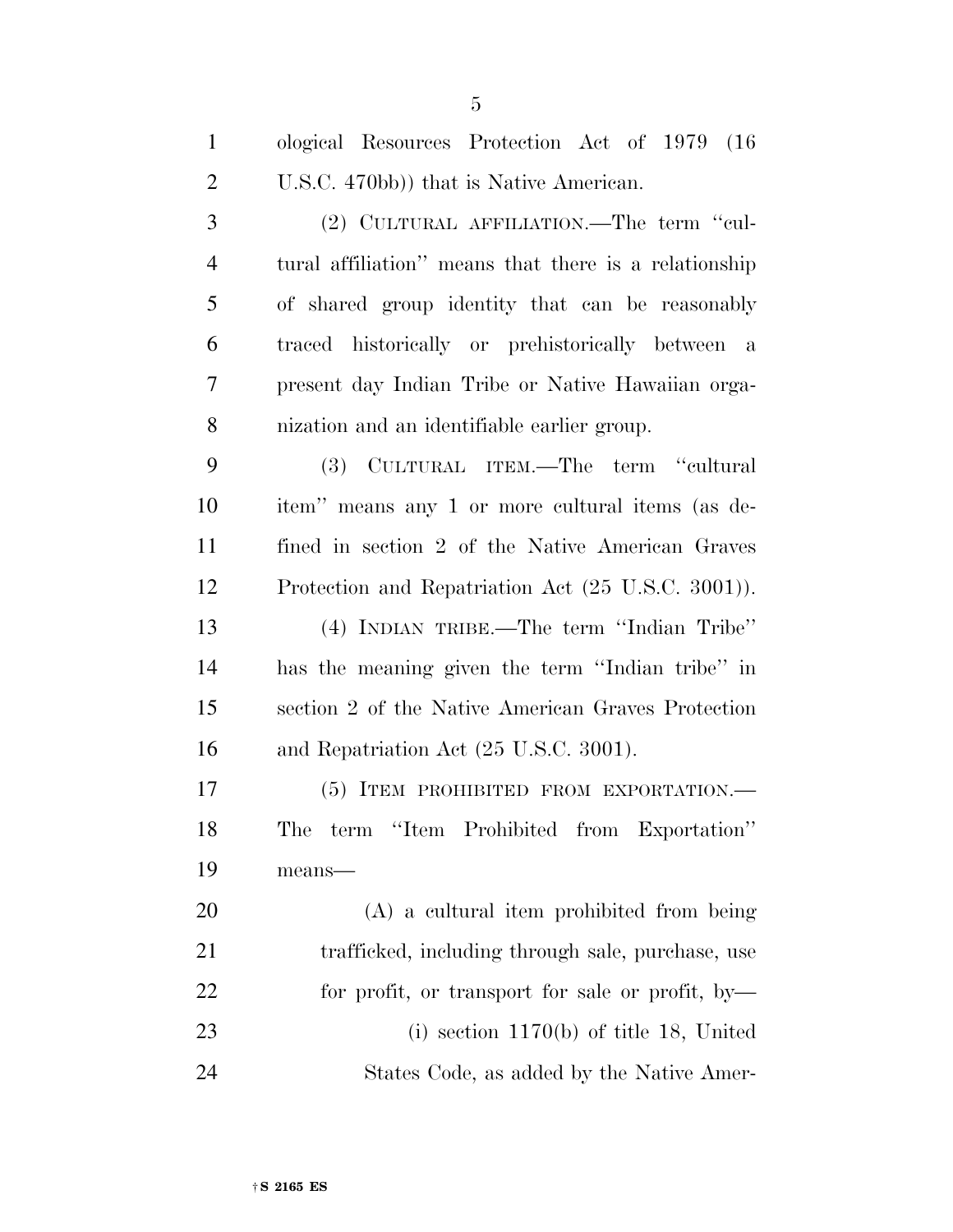ological Resources Protection Act of 1979 (16 U.S.C. 470bb)) that is Native American.

(2) CULTURAL AFFILIATION.—The term "cultural affiliation" means that there is a relationship of shared group identity that can be reasonably traced historically or prehistorically between a present day Indian Tribe or Native Hawaiian organization and an identifiable earlier group.

(3) CULTURAL ITEM.—The term "cultural item" means any 1 or more cultural items (as defined in section 2 of the Native American Graves Protection and Repatriation Act (25 U.S.C. 3001)).

(4) INDIAN TRIBE.—The term "Indian Tribe" has the meaning given the term "Indian tribe" in section 2 of the Native American Graves Protection and Repatriation Act (25 U.S.C. 3001).

(5) ITEM PROHIBITED FROM EXPORTATION.—The term "Item Prohibited from Exportation" means—

(A) a cultural item prohibited from being trafficked, including through sale, purchase, use for profit, or transport for sale or profit, by—

(i) section 1170(b) of title 18, United States Code, as added by the Native Amer-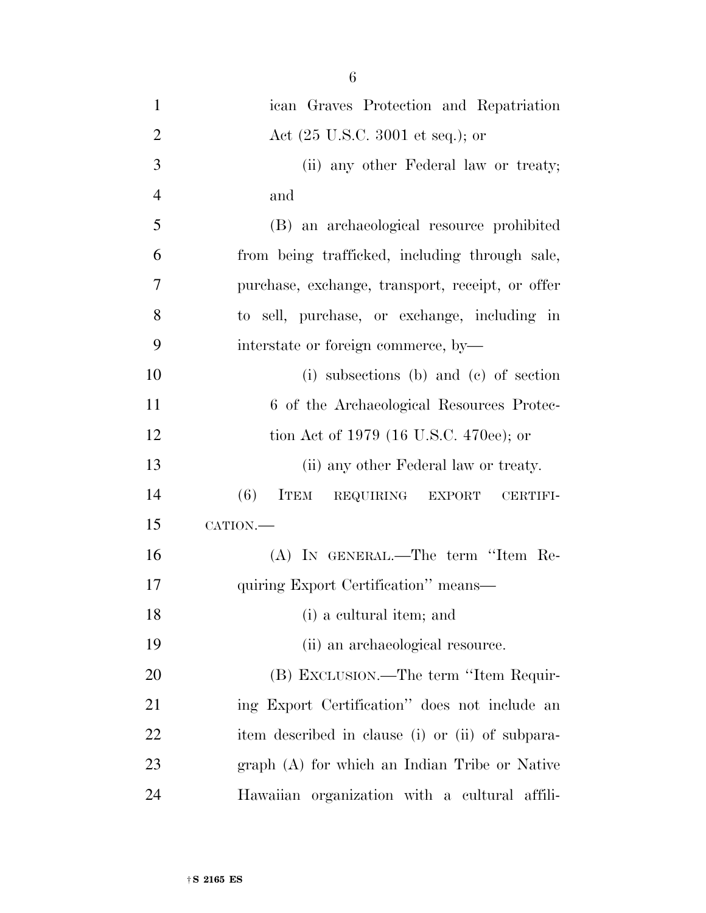ican Graves Protection and Repatriation Act (25 U.S.C. 3001 et seq.); or

(ii) any other Federal law or treaty; and

(B) an archaeological resource prohibited from being trafficked, including through sale, purchase, exchange, transport, receipt, or offer to sell, purchase, or exchange, including in interstate or foreign commerce, by—

(i) subsections (b) and (c) of section 6 of the Archaeological Resources Protection Act of 1979 (16 U.S.C. 470ee); or

(ii) any other Federal law or treaty.

(6) ITEM REQUIRING EXPORT CERTIFICATION.—

(A) IN GENERAL.—The term ''Item Requiring Export Certification'' means—

(i) a cultural item; and

(ii) an archaeological resource.

(B) EXCLUSION.—The term ''Item Requiring Export Certification'' does not include an item described in clause (i) or (ii) of subparagraph (A) for which an Indian Tribe or Native Hawaiian organization with a cultural affili-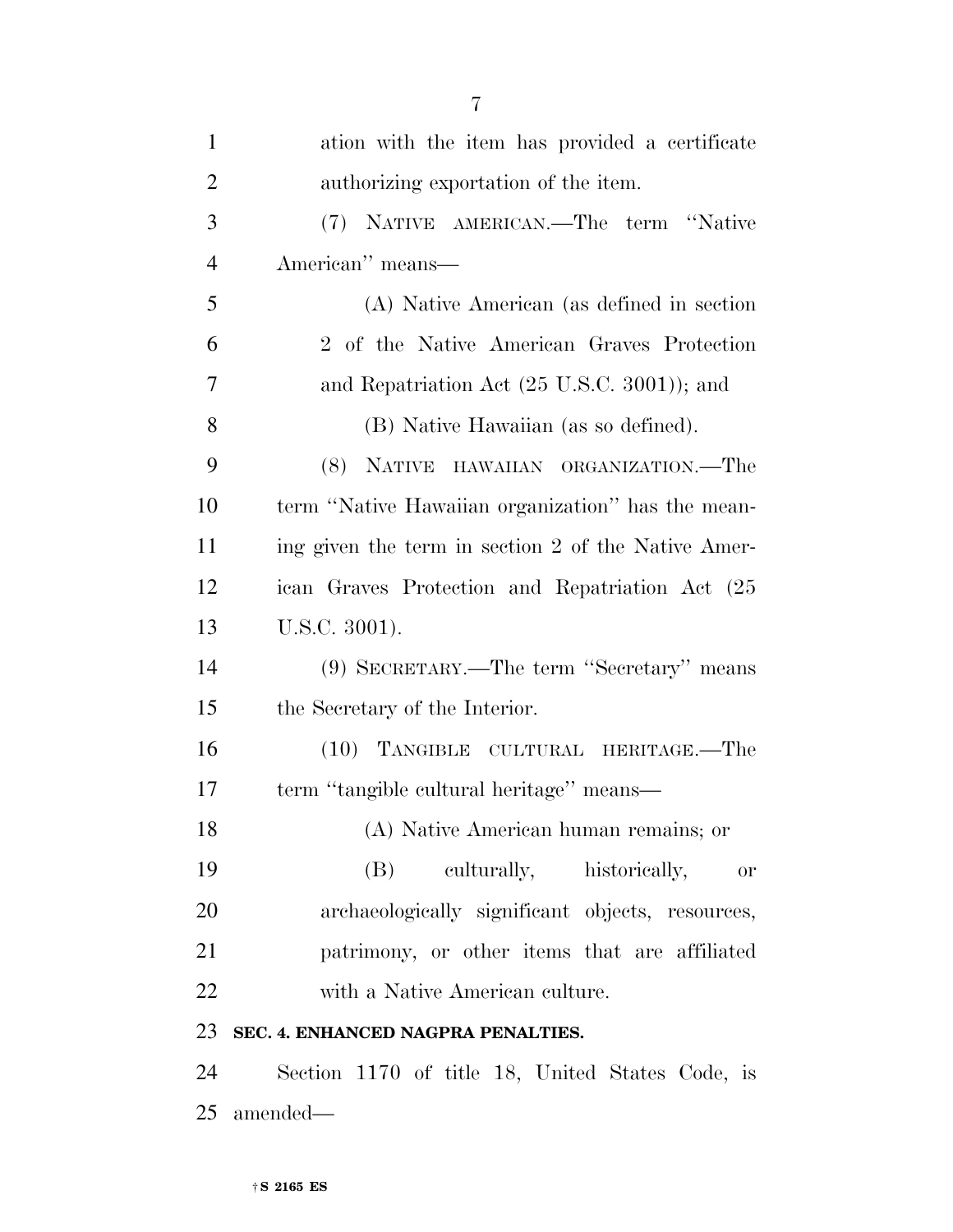ation with the item has provided a certificate authorizing exportation of the item.

(7) NATIVE AMERICAN.—The term ''Native American'' means—

(A) Native American (as defined in section 2 of the Native American Graves Protection and Repatriation Act (25 U.S.C. 3001)); and

(B) Native Hawaiian (as so defined).

(8) NATIVE HAWAIIAN ORGANIZATION.—The term ''Native Hawaiian organization'' has the meaning given the term in section 2 of the Native American Graves Protection and Repatriation Act (25 U.S.C. 3001).

(9) SECRETARY.—The term ''Secretary'' means the Secretary of the Interior.

(10) TANGIBLE CULTURAL HERITAGE.—The term ''tangible cultural heritage'' means—

(A) Native American human remains; or

(B) culturally, historically, or archaeologically significant objects, resources, patrimony, or other items that are affiliated with a Native American culture.

**SEC. 4. ENHANCED NAGPRA PENALTIES.**

Section 1170 of title 18, United States Code, is amended—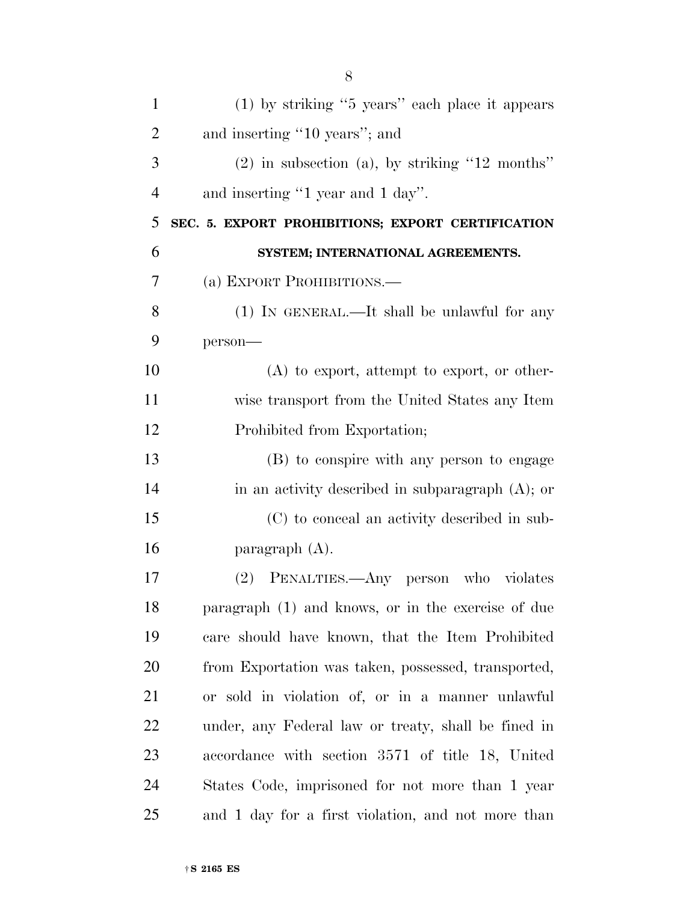(1) by striking "5 years" each place it appears and inserting "10 years"; and

(2) in subsection (a), by striking "12 months" and inserting "1 year and 1 day".

**SEC. 5. EXPORT PROHIBITIONS; EXPORT CERTIFICATION SYSTEM; INTERNATIONAL AGREEMENTS.**

(a) EXPORT PROHIBITIONS.—

(1) IN GENERAL.—It shall be unlawful for any person—

(A) to export, attempt to export, or otherwise transport from the United States any Item Prohibited from Exportation;

(B) to conspire with any person to engage in an activity described in subparagraph (A); or

(C) to conceal an activity described in subparagraph (A).

(2) PENALTIES.—Any person who violates paragraph (1) and knows, or in the exercise of due care should have known, that the Item Prohibited from Exportation was taken, possessed, transported, or sold in violation of, or in a manner unlawful under, any Federal law or treaty, shall be fined in accordance with section 3571 of title 18, United States Code, imprisoned for not more than 1 year and 1 day for a first violation, and not more than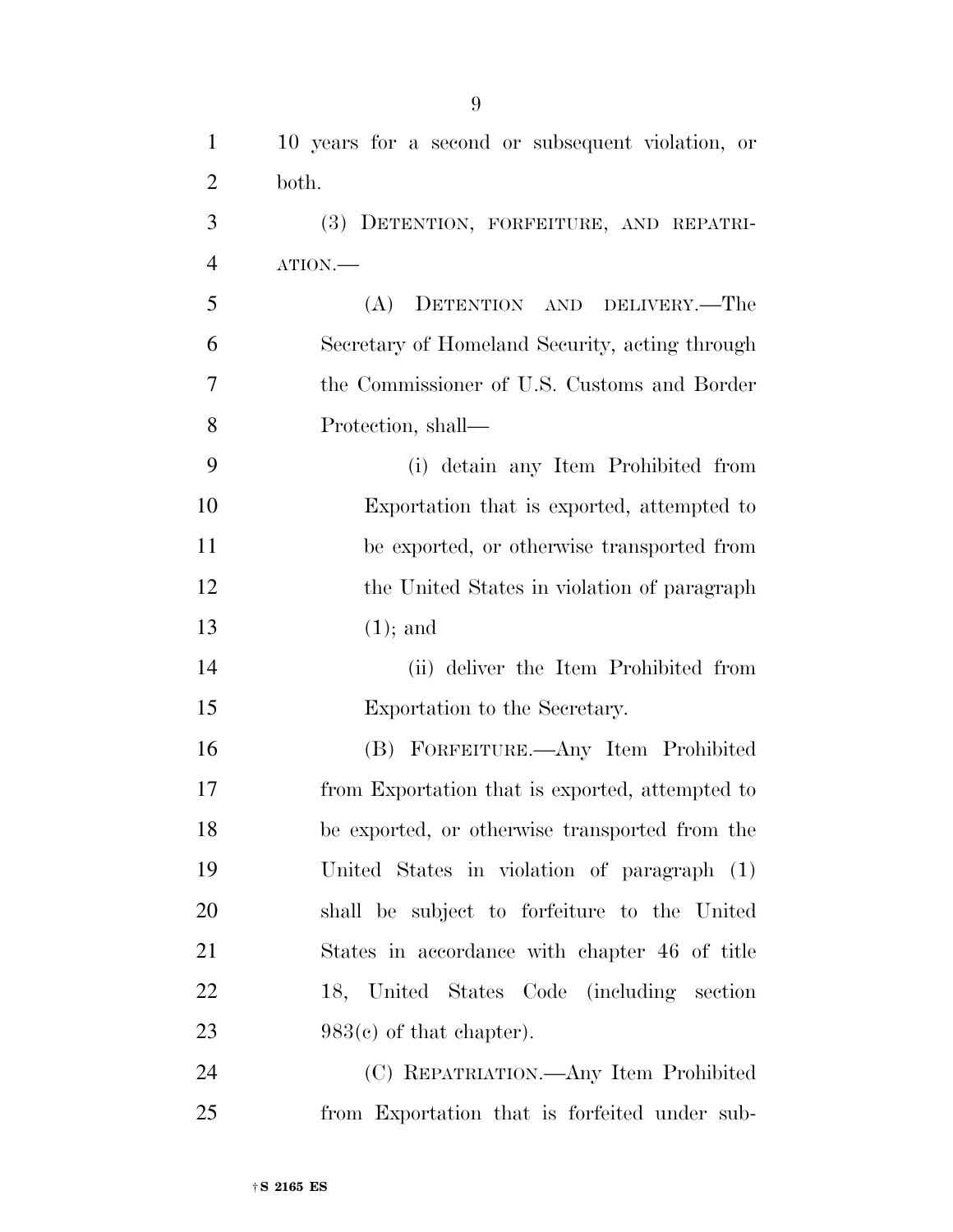10 years for a second or subsequent violation, or both.

(3) DETENTION, FORFEITURE, AND REPATRIATION.—

(A) DETENTION AND DELIVERY.—The Secretary of Homeland Security, acting through the Commissioner of U.S. Customs and Border Protection, shall—

(i) detain any Item Prohibited from Exportation that is exported, attempted to be exported, or otherwise transported from the United States in violation of paragraph (1); and

(ii) deliver the Item Prohibited from Exportation to the Secretary.

(B) FORFEITURE.—Any Item Prohibited from Exportation that is exported, attempted to be exported, or otherwise transported from the United States in violation of paragraph (1) shall be subject to forfeiture to the United States in accordance with chapter 46 of title 18, United States Code (including section 983(c) of that chapter).

(C) REPATRIATION.—Any Item Prohibited from Exportation that is forfeited under sub-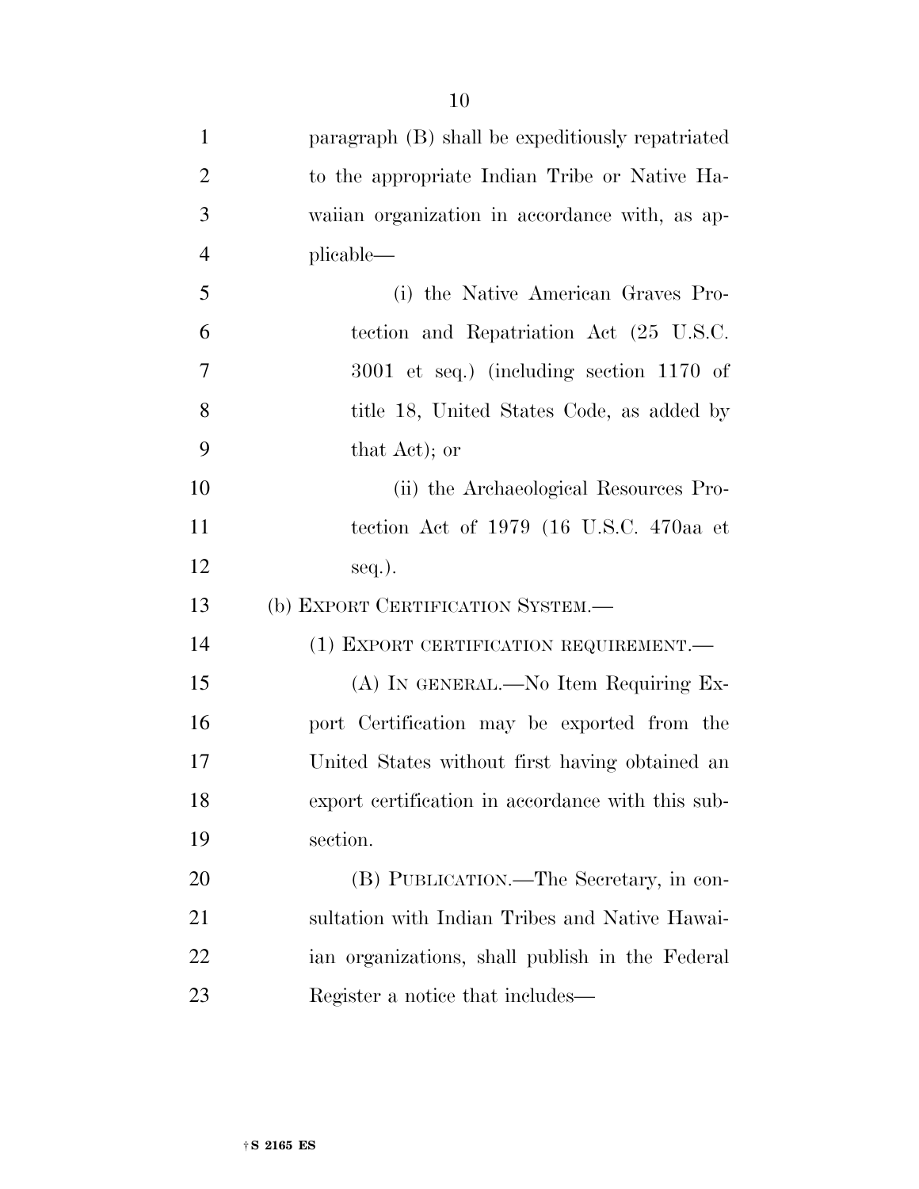paragraph (B) shall be expeditiously repatriated to the appropriate Indian Tribe or Native Hawaiian organization in accordance with, as applicable—

(i) the Native American Graves Protection and Repatriation Act (25 U.S.C. 3001 et seq.) (including section 1170 of title 18, United States Code, as added by that Act); or

(ii) the Archaeological Resources Protection Act of 1979 (16 U.S.C. 470aa et seq.).

(b) EXPORT CERTIFICATION SYSTEM.—

(1) EXPORT CERTIFICATION REQUIREMENT.—

(A) IN GENERAL.—No Item Requiring Export Certification may be exported from the United States without first having obtained an export certification in accordance with this subsection.

(B) PUBLICATION.—The Secretary, in consultation with Indian Tribes and Native Hawaiian organizations, shall publish in the Federal Register a notice that includes—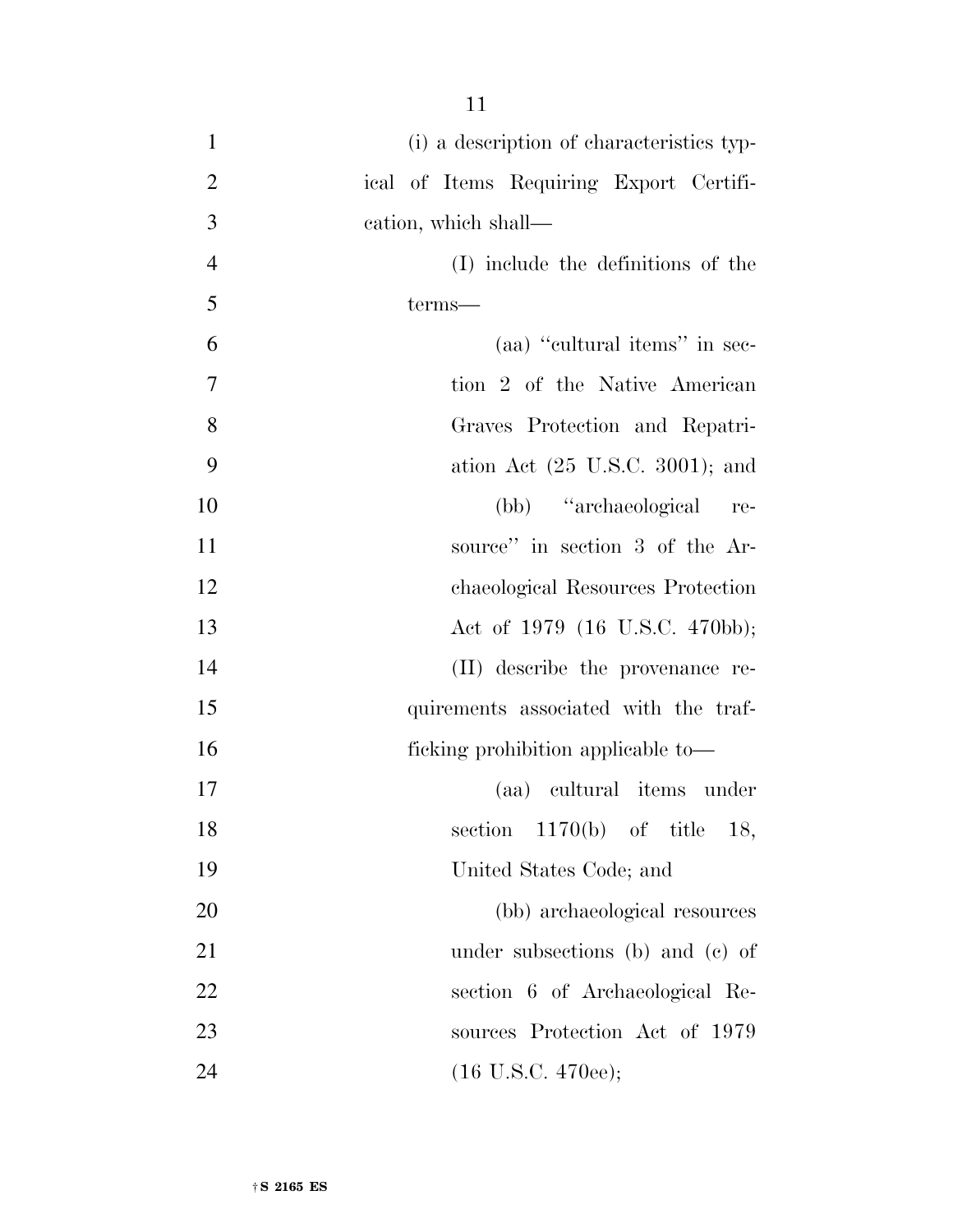(i) a description of characteristics typical of Items Requiring Export Certification, which shall—

(I) include the definitions of the terms—

(aa) "cultural items" in section 2 of the Native American Graves Protection and Repatriation Act (25 U.S.C. 3001); and

(bb) "archaeological resource" in section 3 of the Archaeological Resources Protection Act of 1979 (16 U.S.C. 470bb);

(II) describe the provenance requirements associated with the trafficking prohibition applicable to—

(aa) cultural items under section 1170(b) of title 18, United States Code; and

(bb) archaeological resources under subsections (b) and (c) of section 6 of Archaeological Resources Protection Act of 1979 (16 U.S.C. 470ee);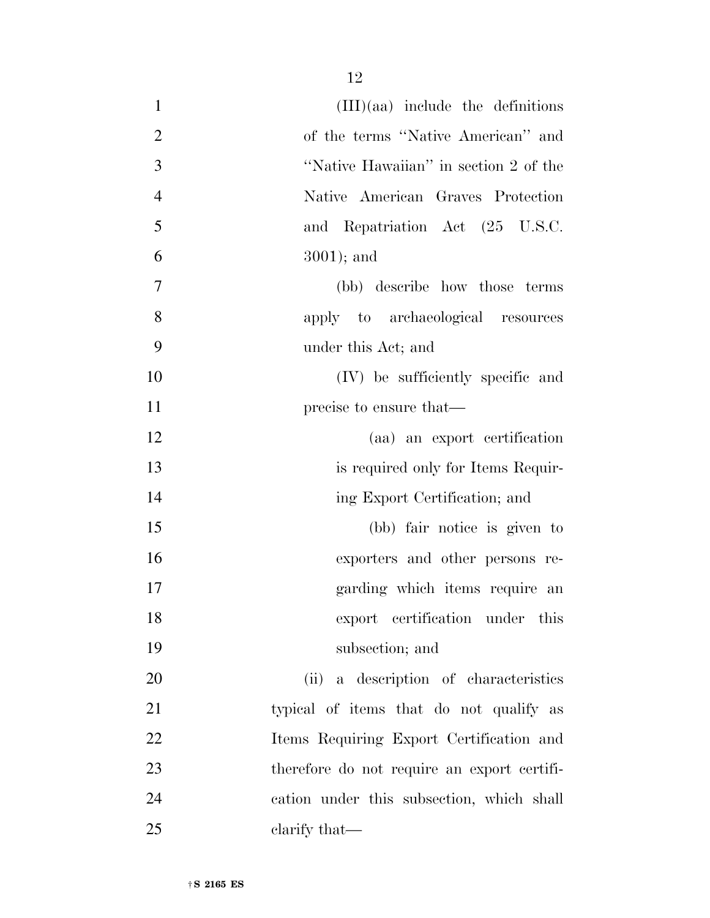(III)(aa) include the definitions of the terms ''Native American'' and ''Native Hawaiian'' in section 2 of the Native American Graves Protection and Repatriation Act (25 U.S.C. 3001); and

(bb) describe how those terms apply to archaeological resources under this Act; and

(IV) be sufficiently specific and precise to ensure that—

(aa) an export certification is required only for Items Requiring Export Certification; and

(bb) fair notice is given to exporters and other persons regarding which items require an export certification under this subsection; and

(ii) a description of characteristics typical of items that do not qualify as Items Requiring Export Certification and therefore do not require an export certification under this subsection, which shall clarify that—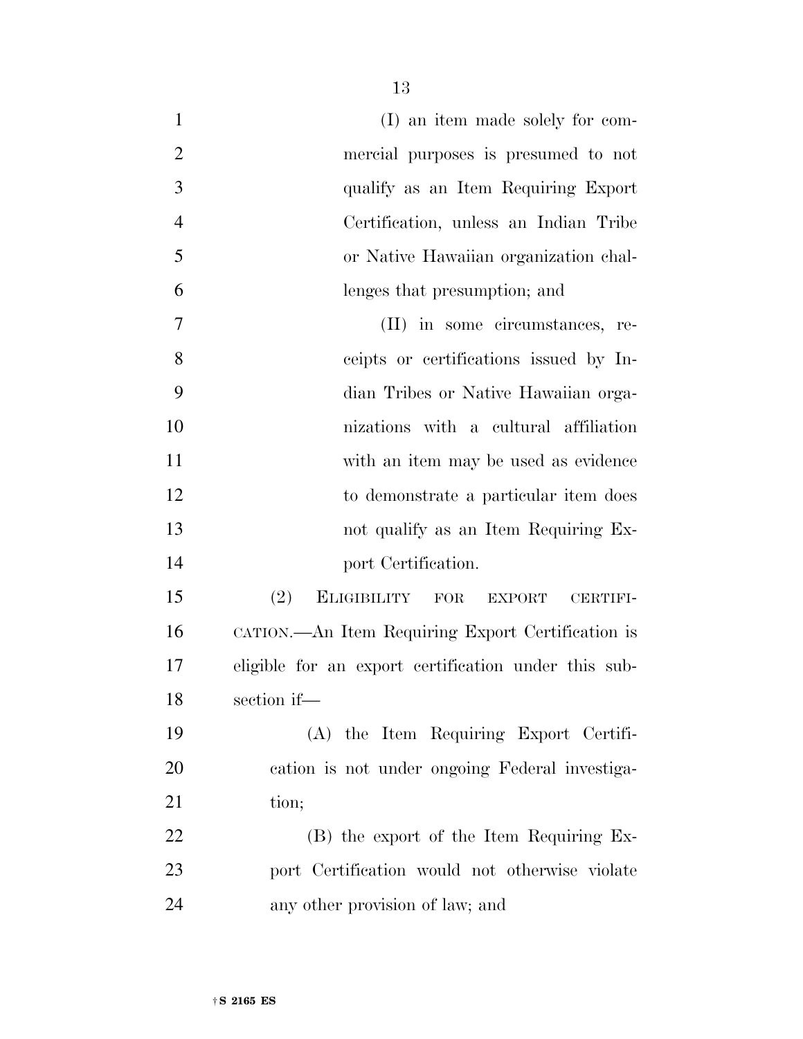(I) an item made solely for commercial purposes is presumed to not qualify as an Item Requiring Export Certification, unless an Indian Tribe or Native Hawaiian organization challenges that presumption; and

(II) in some circumstances, receipts or certifications issued by Indian Tribes or Native Hawaiian organizations with a cultural affiliation with an item may be used as evidence to demonstrate a particular item does not qualify as an Item Requiring Export Certification.

(2) ELIGIBILITY FOR EXPORT CERTIFICATION.—An Item Requiring Export Certification is eligible for an export certification under this subsection if—

(A) the Item Requiring Export Certification is not under ongoing Federal investigation;

(B) the export of the Item Requiring Export Certification would not otherwise violate any other provision of law; and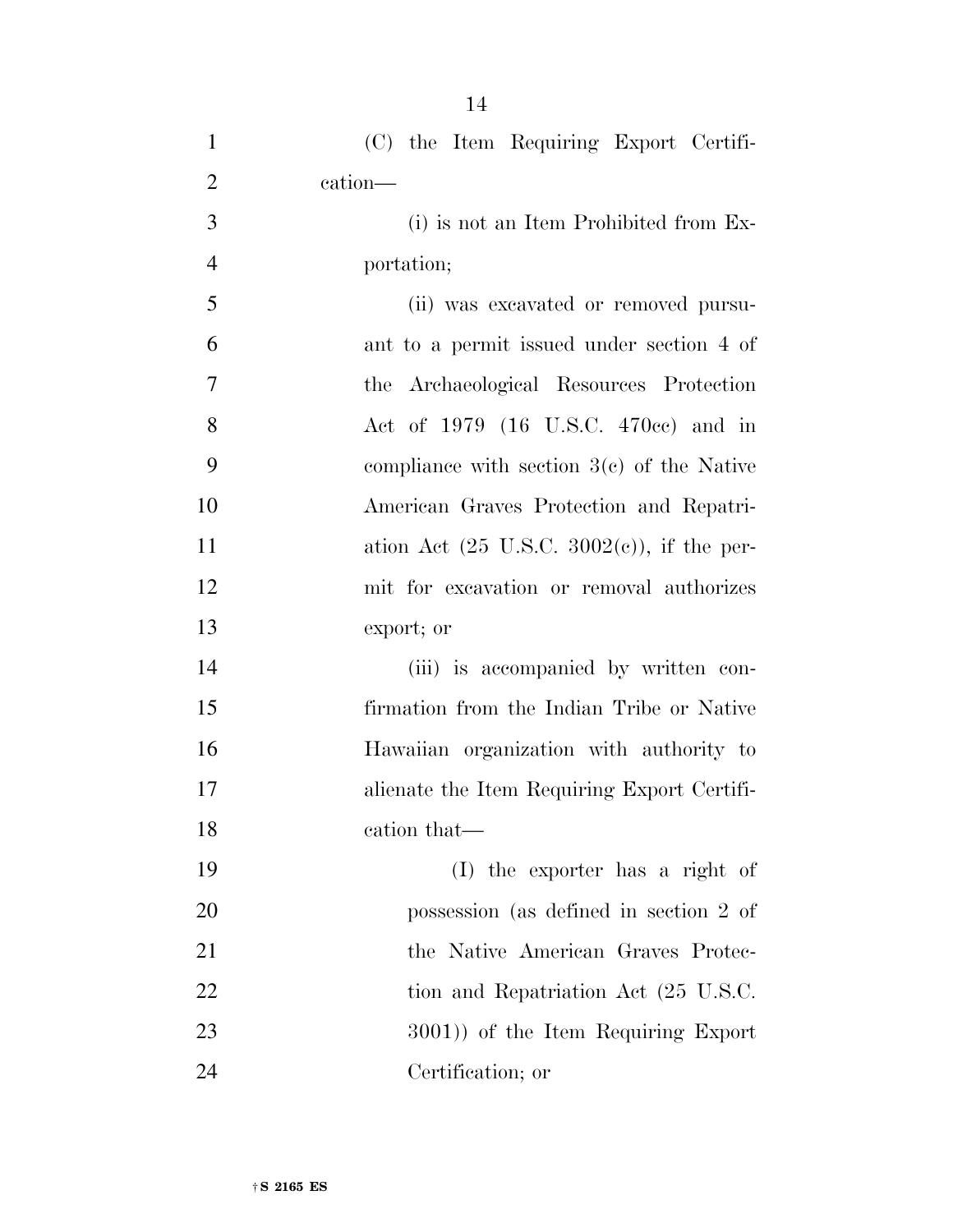(C) the Item Requiring Export Certification—

(i) is not an Item Prohibited from Exportation;

(ii) was excavated or removed pursuant to a permit issued under section 4 of the Archaeological Resources Protection Act of 1979 (16 U.S.C. 470cc) and in compliance with section 3(c) of the Native American Graves Protection and Repatriation Act (25 U.S.C. 3002(c)), if the permit for excavation or removal authorizes export; or

(iii) is accompanied by written confirmation from the Indian Tribe or Native Hawaiian organization with authority to alienate the Item Requiring Export Certification that—

(I) the exporter has a right of possession (as defined in section 2 of the Native American Graves Protection and Repatriation Act (25 U.S.C. 3001)) of the Item Requiring Export Certification; or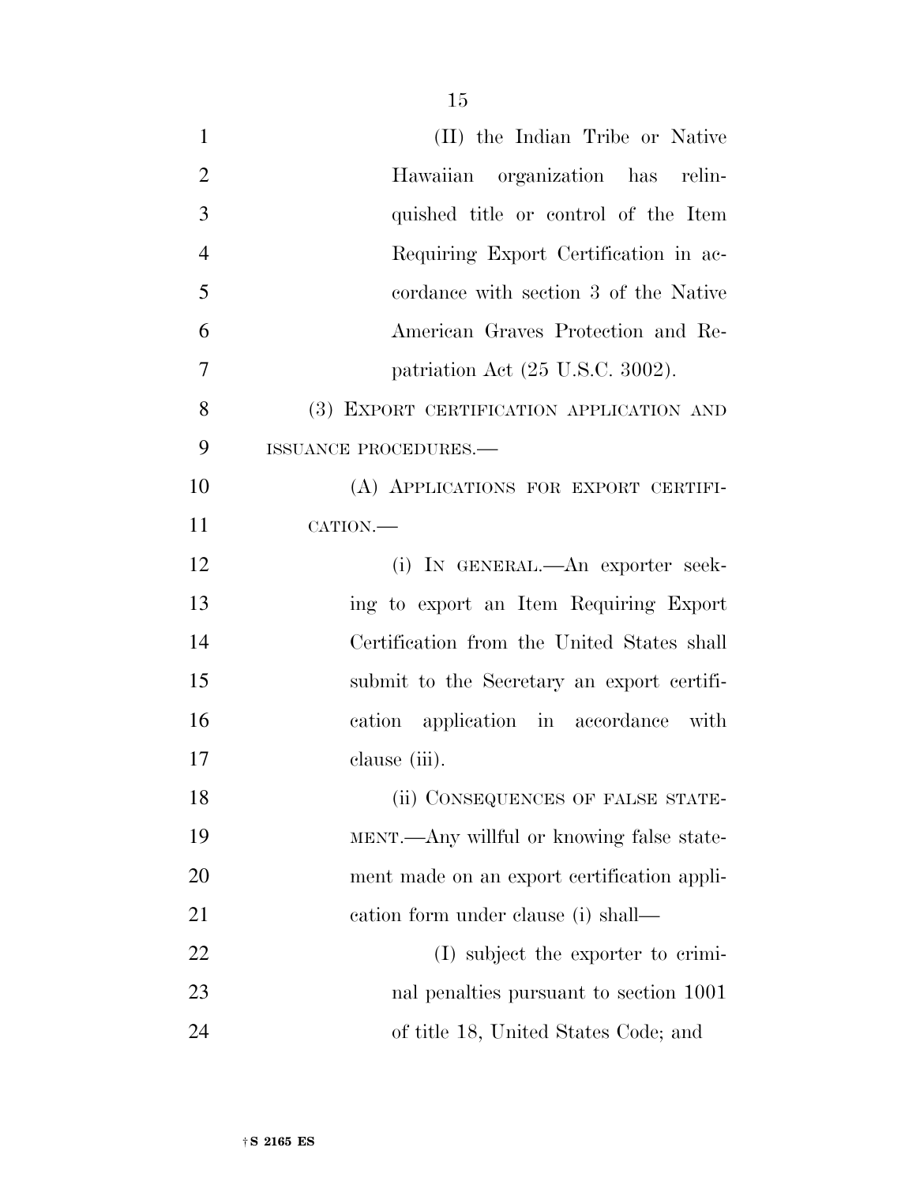(II) the Indian Tribe or Native Hawaiian organization has relinquished title or control of the Item Requiring Export Certification in accordance with section 3 of the Native American Graves Protection and Repatriation Act (25 U.S.C. 3002).

(3) EXPORT CERTIFICATION APPLICATION AND ISSUANCE PROCEDURES.—

(A) APPLICATIONS FOR EXPORT CERTIFICATION.—

(i) IN GENERAL.—An exporter seeking to export an Item Requiring Export Certification from the United States shall submit to the Secretary an export certification application in accordance with clause (iii).

(ii) CONSEQUENCES OF FALSE STATEMENT.—Any willful or knowing false statement made on an export certification application form under clause (i) shall—

(I) subject the exporter to criminal penalties pursuant to section 1001 of title 18, United States Code; and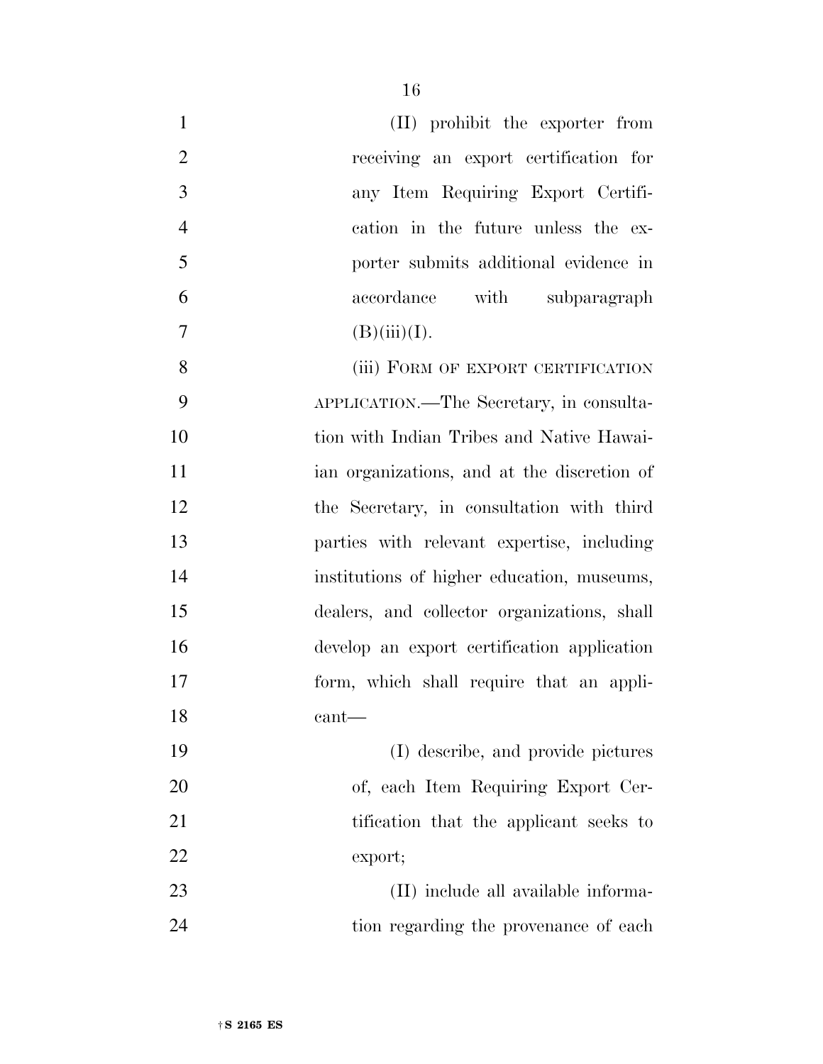(II) prohibit the exporter from receiving an export certification for any Item Requiring Export Certification in the future unless the exporter submits additional evidence in accordance with subparagraph (B)(iii)(I).

(iii) FORM OF EXPORT CERTIFICATION APPLICATION.—The Secretary, in consultation with Indian Tribes and Native Hawaiian organizations, and at the discretion of the Secretary, in consultation with third parties with relevant expertise, including institutions of higher education, museums, dealers, and collector organizations, shall develop an export certification application form, which shall require that an applicant—

(I) describe, and provide pictures of, each Item Requiring Export Certification that the applicant seeks to export;

(II) include all available information regarding the provenance of each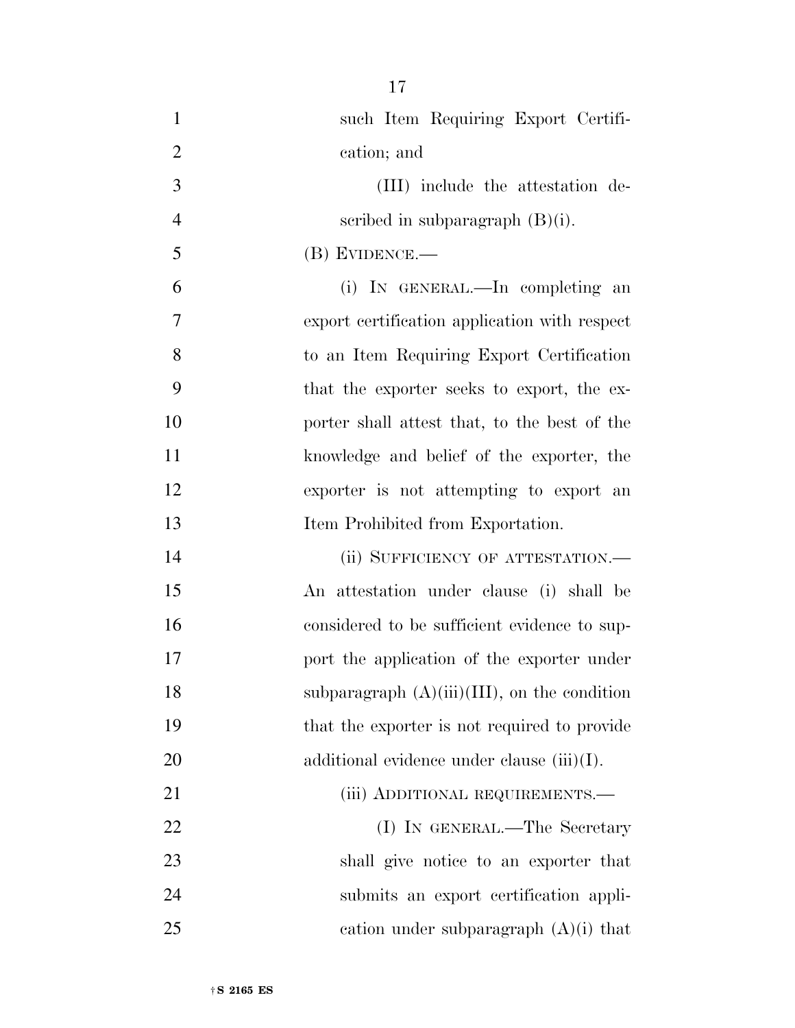such Item Requiring Export Certification; and

(III) include the attestation described in subparagraph (B)(i).

(B) EVIDENCE.—

(i) IN GENERAL.—In completing an export certification application with respect to an Item Requiring Export Certification that the exporter seeks to export, the exporter shall attest that, to the best of the knowledge and belief of the exporter, the exporter is not attempting to export an Item Prohibited from Exportation.

(ii) SUFFICIENCY OF ATTESTATION.— An attestation under clause (i) shall be considered to be sufficient evidence to support the application of the exporter under subparagraph (A)(iii)(III), on the condition that the exporter is not required to provide additional evidence under clause (iii)(I).

(iii) ADDITIONAL REQUIREMENTS.—

(I) IN GENERAL.—The Secretary shall give notice to an exporter that submits an export certification application under subparagraph (A)(i) that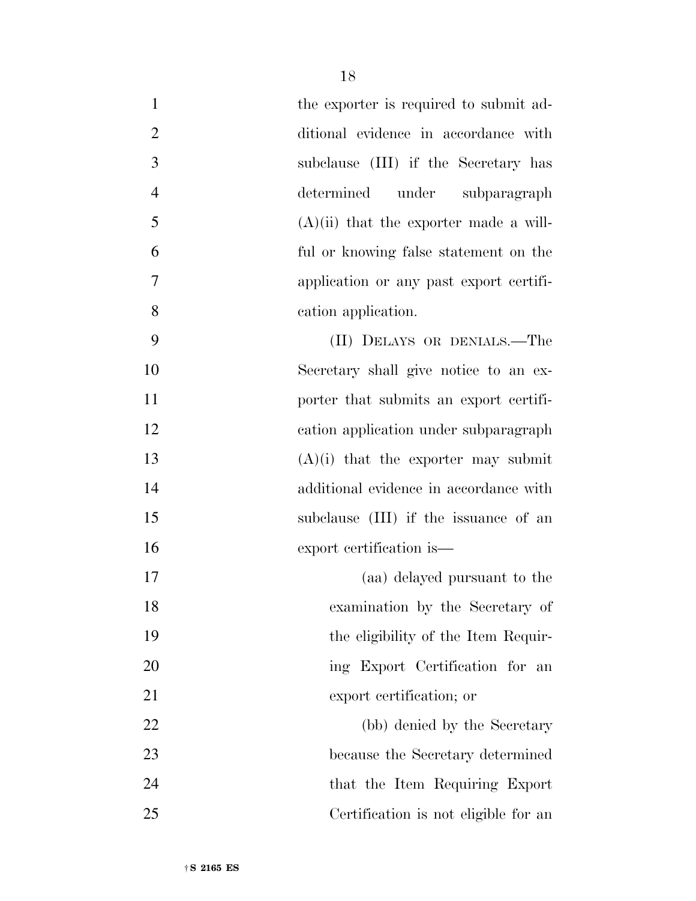the exporter is required to submit additional evidence in accordance with subclause (III) if the Secretary has determined under subparagraph (A)(ii) that the exporter made a willful or knowing false statement on the application or any past export certification application.

(II) DELAYS OR DENIALS.—The Secretary shall give notice to an exporter that submits an export certification application under subparagraph (A)(i) that the exporter may submit additional evidence in accordance with subclause (III) if the issuance of an export certification is—

(aa) delayed pursuant to the examination by the Secretary of the eligibility of the Item Requiring Export Certification for an export certification; or

(bb) denied by the Secretary because the Secretary determined that the Item Requiring Export Certification is not eligible for an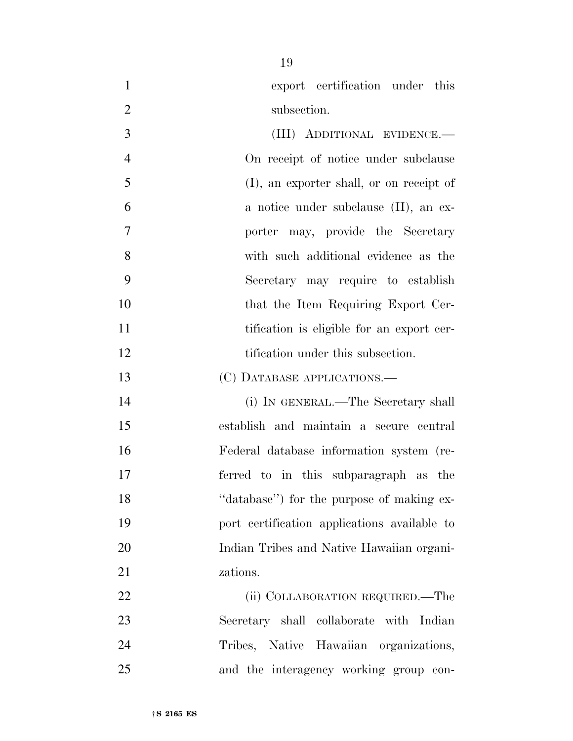export certification under this subsection.

(III) ADDITIONAL EVIDENCE.—On receipt of notice under subclause (I), an exporter shall, or on receipt of a notice under subclause (II), an exporter may, provide the Secretary with such additional evidence as the Secretary may require to establish that the Item Requiring Export Certification is eligible for an export certification under this subsection.

(C) DATABASE APPLICATIONS.—

(i) IN GENERAL.—The Secretary shall establish and maintain a secure central Federal database information system (referred to in this subparagraph as the ''database'') for the purpose of making export certification applications available to Indian Tribes and Native Hawaiian organizations.

(ii) COLLABORATION REQUIRED.—The Secretary shall collaborate with Indian Tribes, Native Hawaiian organizations, and the interagency working group con-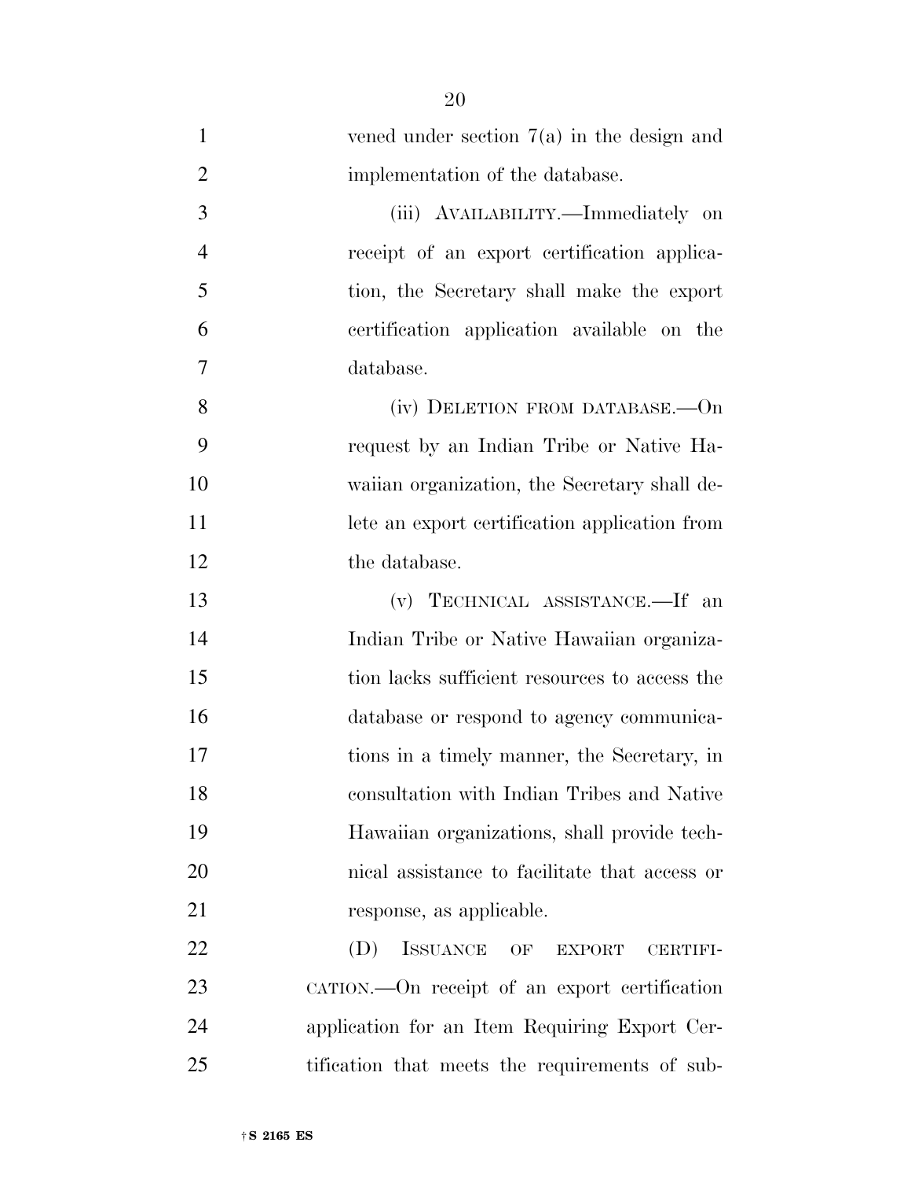vened under section 7(a) in the design and implementation of the database.

(iii) AVAILABILITY.—Immediately on receipt of an export certification application, the Secretary shall make the export certification application available on the database.

(iv) DELETION FROM DATABASE.—On request by an Indian Tribe or Native Hawaiian organization, the Secretary shall delete an export certification application from the database.

(v) TECHNICAL ASSISTANCE.—If an Indian Tribe or Native Hawaiian organization lacks sufficient resources to access the database or respond to agency communications in a timely manner, the Secretary, in consultation with Indian Tribes and Native Hawaiian organizations, shall provide technical assistance to facilitate that access or response, as applicable.

(D) ISSUANCE OF EXPORT CERTIFICATION.—On receipt of an export certification application for an Item Requiring Export Certification that meets the requirements of sub-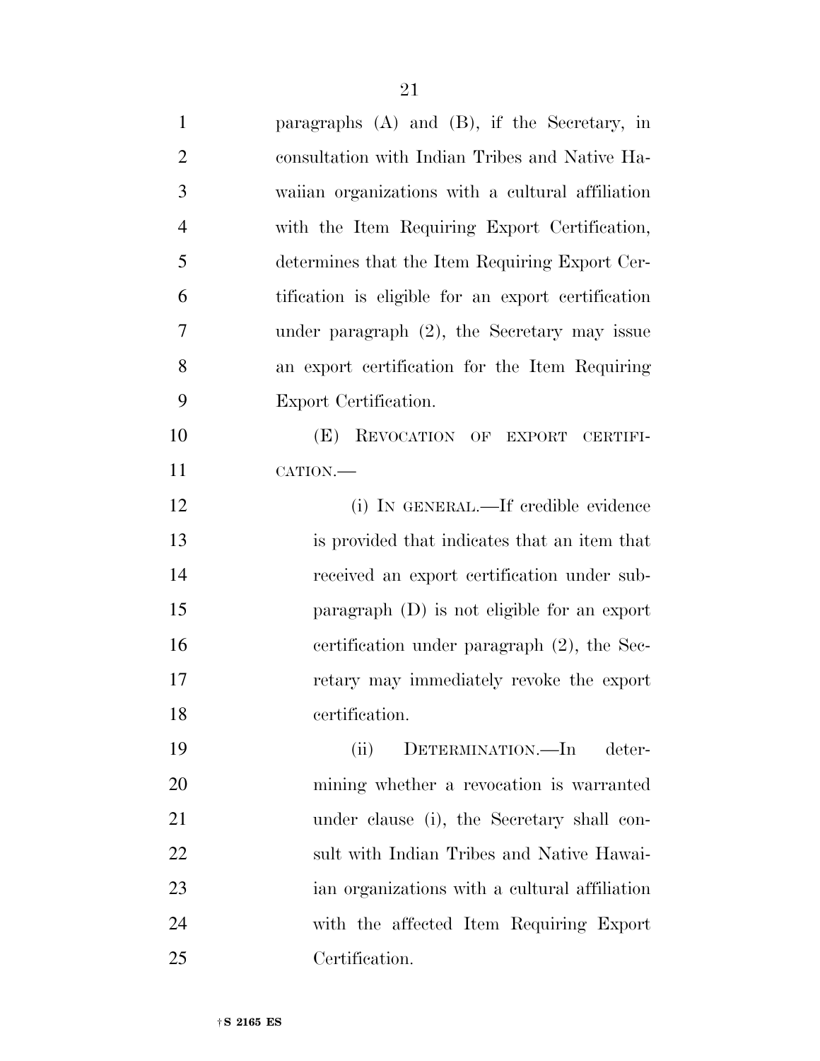paragraphs (A) and (B), if the Secretary, in consultation with Indian Tribes and Native Hawaiian organizations with a cultural affiliation with the Item Requiring Export Certification, determines that the Item Requiring Export Certification is eligible for an export certification under paragraph (2), the Secretary may issue an export certification for the Item Requiring Export Certification.

(E) REVOCATION OF EXPORT CERTIFICATION.—

(i) IN GENERAL.—If credible evidence is provided that indicates that an item that received an export certification under subparagraph (D) is not eligible for an export certification under paragraph (2), the Secretary may immediately revoke the export certification.

(ii) DETERMINATION.—In determining whether a revocation is warranted under clause (i), the Secretary shall consult with Indian Tribes and Native Hawaiian organizations with a cultural affiliation with the affected Item Requiring Export Certification.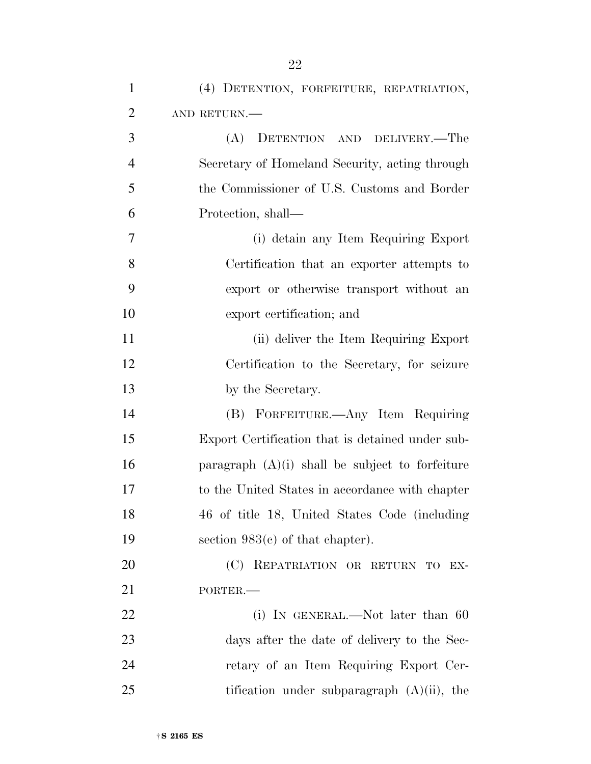(4) DETENTION, FORFEITURE, REPATRIATION, AND RETURN.—

(A) DETENTION AND DELIVERY.—The Secretary of Homeland Security, acting through the Commissioner of U.S. Customs and Border Protection, shall—

(i) detain any Item Requiring Export Certification that an exporter attempts to export or otherwise transport without an export certification; and

(ii) deliver the Item Requiring Export Certification to the Secretary, for seizure by the Secretary.

(B) FORFEITURE.—Any Item Requiring Export Certification that is detained under subparagraph (A)(i) shall be subject to forfeiture to the United States in accordance with chapter 46 of title 18, United States Code (including section 983(c) of that chapter).

(C) REPATRIATION OR RETURN TO EXPORTER.—

(i) IN GENERAL.—Not later than 60 days after the date of delivery to the Secretary of an Item Requiring Export Certification under subparagraph (A)(ii), the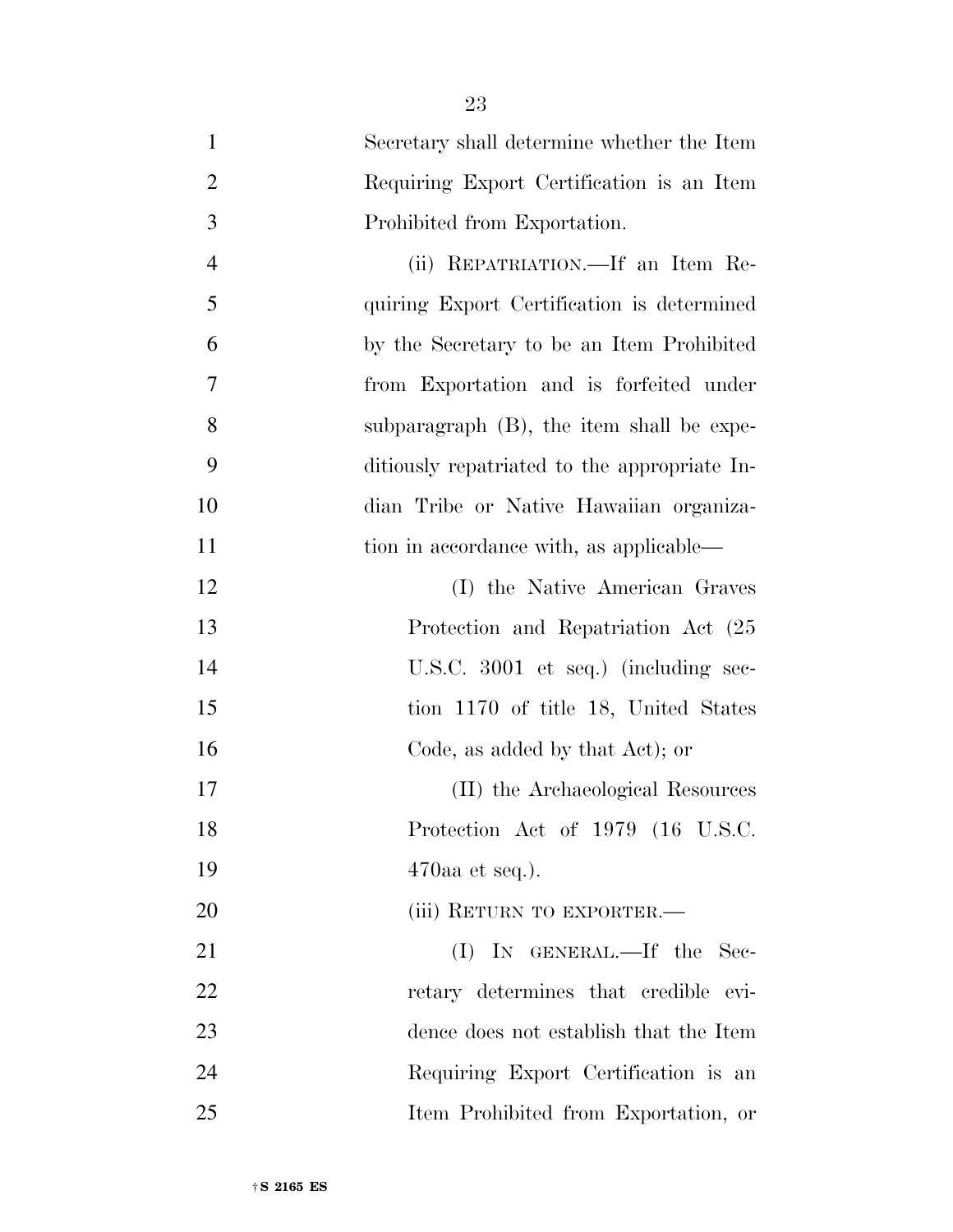Secretary shall determine whether the Item Requiring Export Certification is an Item Prohibited from Exportation.

(ii) REPATRIATION.—If an Item Requiring Export Certification is determined by the Secretary to be an Item Prohibited from Exportation and is forfeited under subparagraph (B), the item shall be expeditiously repatriated to the appropriate Indian Tribe or Native Hawaiian organization in accordance with, as applicable—

(I) the Native American Graves Protection and Repatriation Act (25 U.S.C. 3001 et seq.) (including section 1170 of title 18, United States Code, as added by that Act); or

(II) the Archaeological Resources Protection Act of 1979 (16 U.S.C. 470aa et seq.).

(iii) RETURN TO EXPORTER.—

(I) IN GENERAL.—If the Secretary determines that credible evidence does not establish that the Item Requiring Export Certification is an Item Prohibited from Exportation, or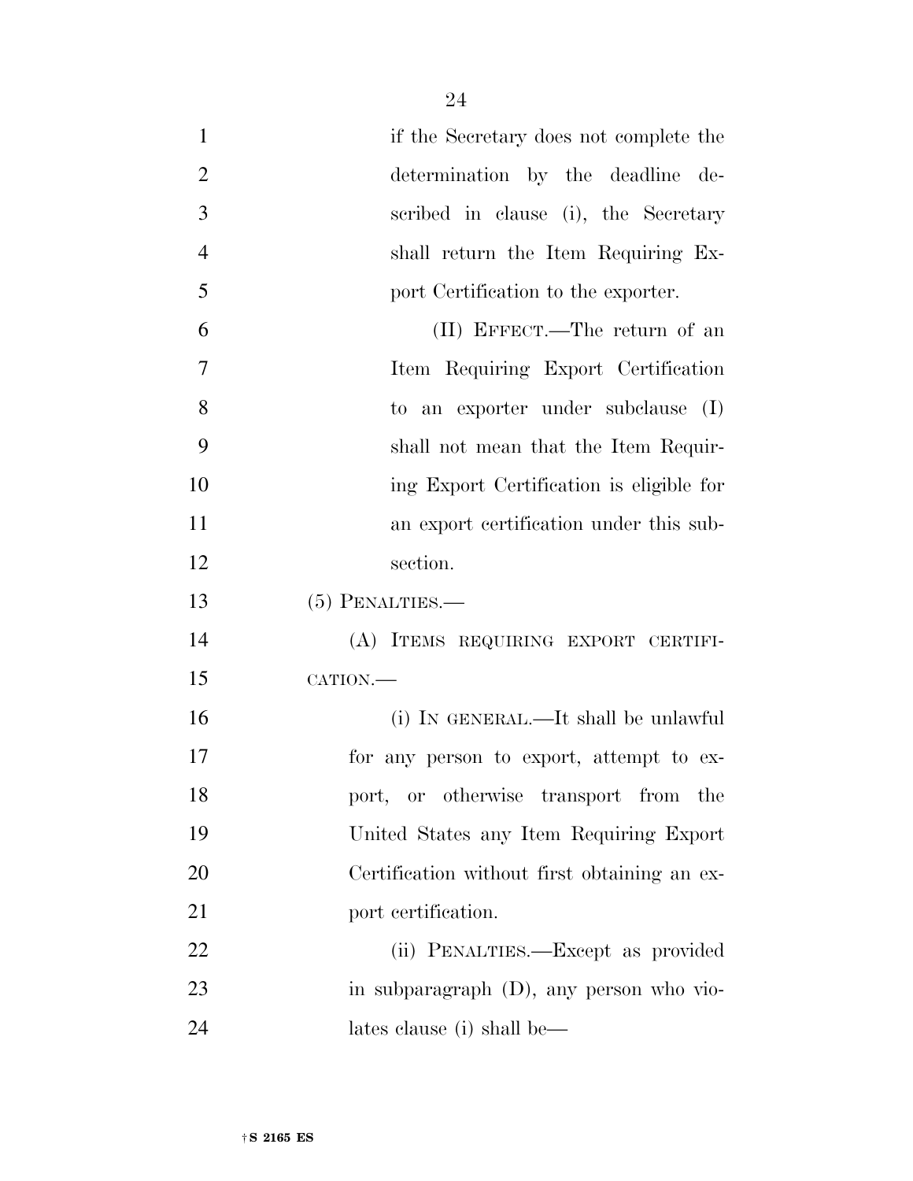if the Secretary does not complete the determination by the deadline described in clause (i), the Secretary shall return the Item Requiring Export Certification to the exporter.

(II) EFFECT.—The return of an Item Requiring Export Certification to an exporter under subclause (I) shall not mean that the Item Requiring Export Certification is eligible for an export certification under this subsection.

(5) PENALTIES.—

(A) ITEMS REQUIRING EXPORT CERTIFICATION.—

(i) IN GENERAL.—It shall be unlawful for any person to export, attempt to export, or otherwise transport from the United States any Item Requiring Export Certification without first obtaining an export certification.

(ii) PENALTIES.—Except as provided in subparagraph (D), any person who violates clause (i) shall be—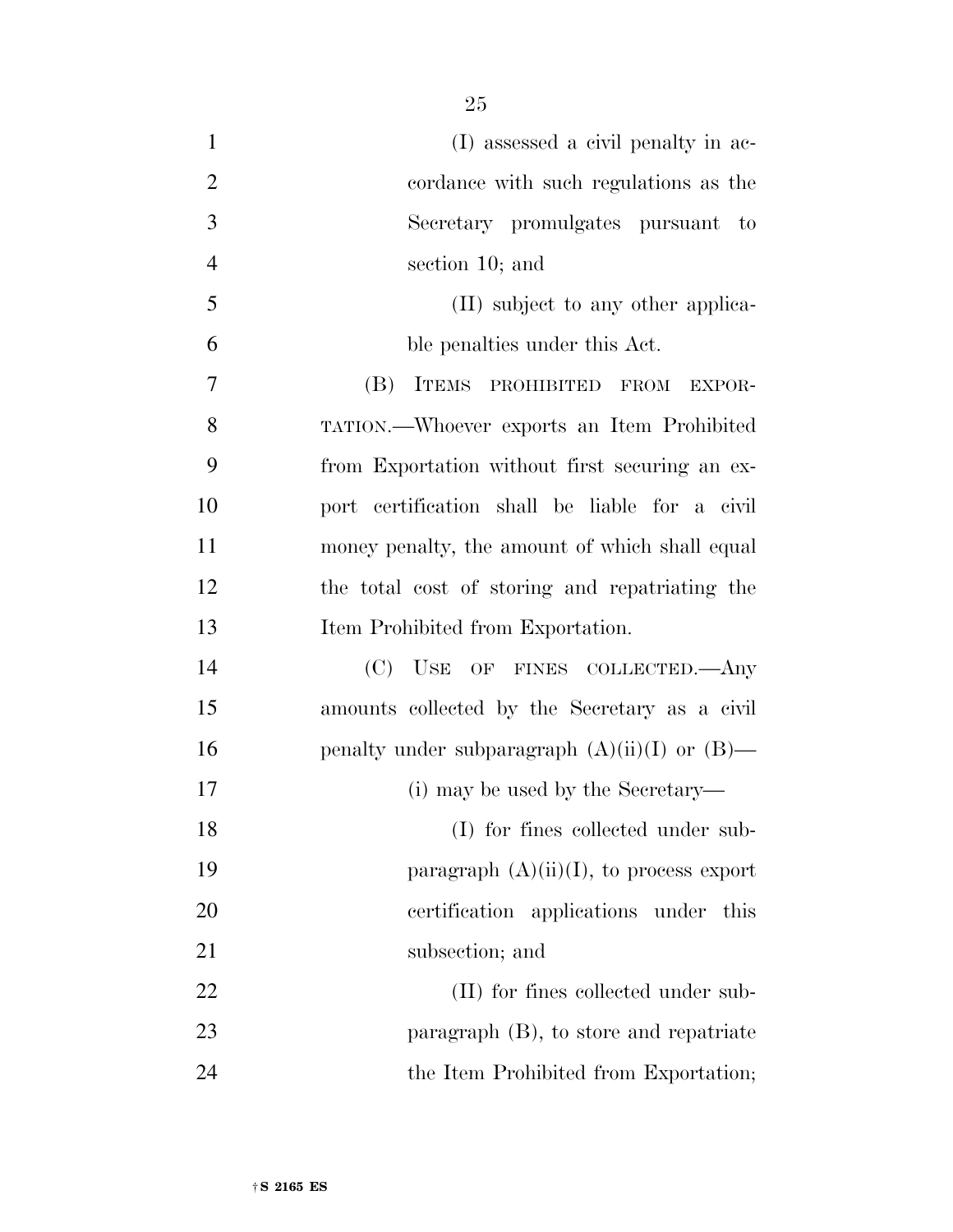(I) assessed a civil penalty in accordance with such regulations as the Secretary promulgates pursuant to section 10; and

(II) subject to any other applicable penalties under this Act.

(B) ITEMS PROHIBITED FROM EXPORTATION.—Whoever exports an Item Prohibited from Exportation without first securing an export certification shall be liable for a civil money penalty, the amount of which shall equal the total cost of storing and repatriating the Item Prohibited from Exportation.

(C) USE OF FINES COLLECTED.—Any amounts collected by the Secretary as a civil penalty under subparagraph (A)(ii)(I) or (B)—

(i) may be used by the Secretary—

(I) for fines collected under subparagraph (A)(ii)(I), to process export certification applications under this subsection; and

(II) for fines collected under subparagraph (B), to store and repatriate the Item Prohibited from Exportation;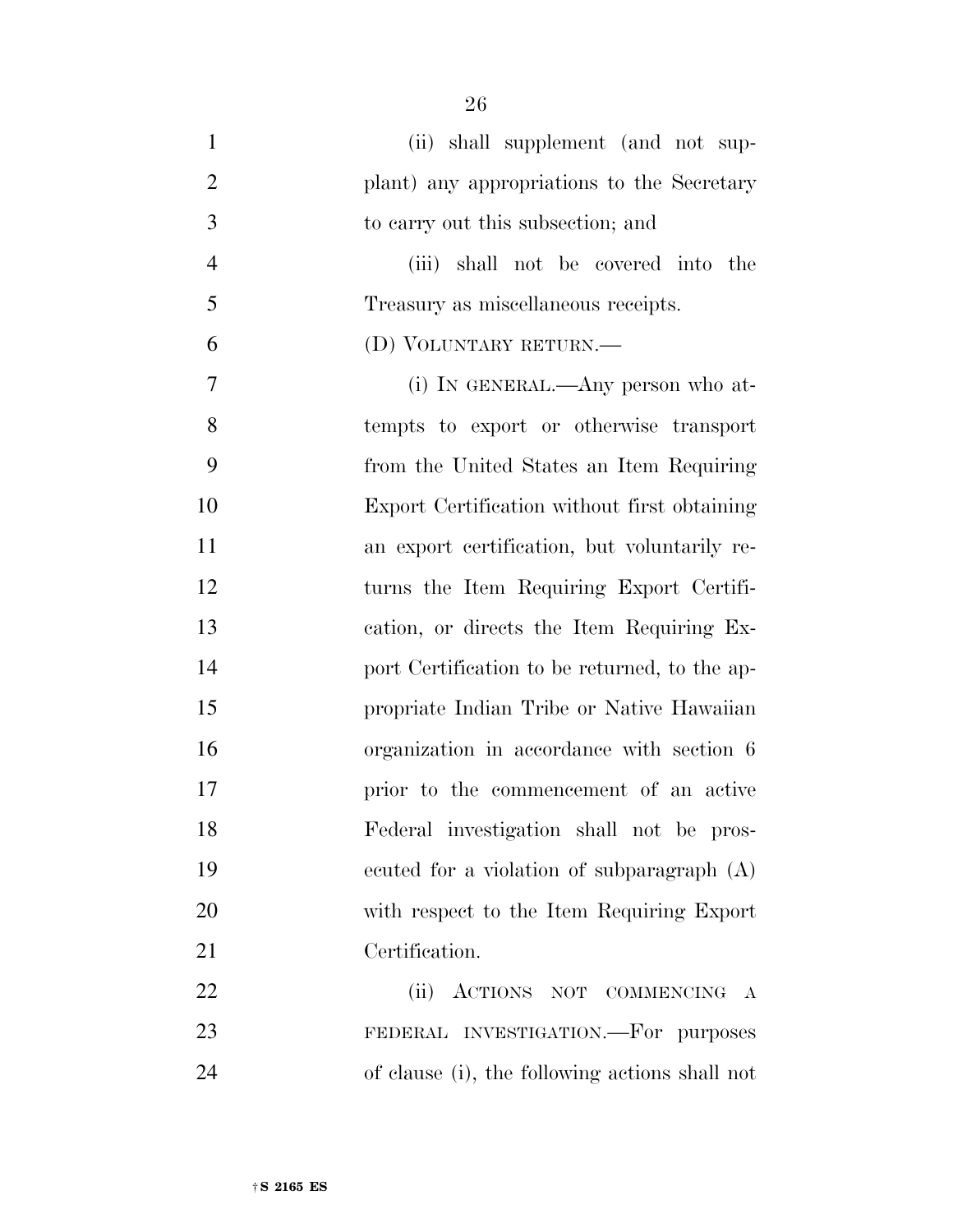(ii) shall supplement (and not supplant) any appropriations to the Secretary to carry out this subsection; and

(iii) shall not be covered into the Treasury as miscellaneous receipts.

(D) VOLUNTARY RETURN.—

(i) IN GENERAL.—Any person who attempts to export or otherwise transport from the United States an Item Requiring Export Certification without first obtaining an export certification, but voluntarily returns the Item Requiring Export Certification, or directs the Item Requiring Export Certification to be returned, to the appropriate Indian Tribe or Native Hawaiian organization in accordance with section 6 prior to the commencement of an active Federal investigation shall not be prosecuted for a violation of subparagraph (A) with respect to the Item Requiring Export Certification.

(ii) ACTIONS NOT COMMENCING A FEDERAL INVESTIGATION.—For purposes of clause (i), the following actions shall not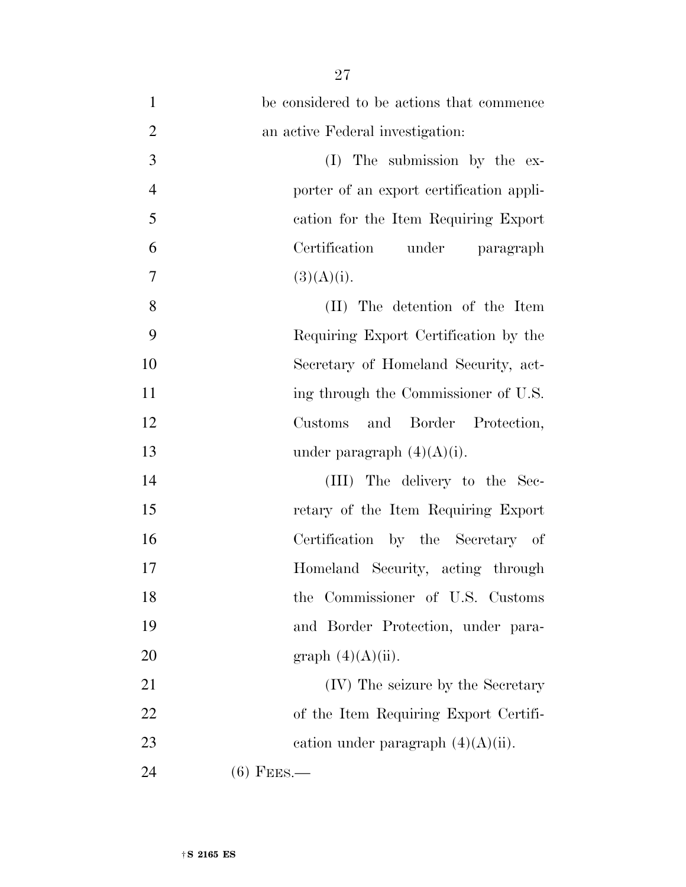be considered to be actions that commence an active Federal investigation:

(I) The submission by the exporter of an export certification application for the Item Requiring Export Certification under paragraph (3)(A)(i).

(II) The detention of the Item Requiring Export Certification by the Secretary of Homeland Security, acting through the Commissioner of U.S. Customs and Border Protection, under paragraph (4)(A)(i).

(III) The delivery to the Secretary of the Item Requiring Export Certification by the Secretary of Homeland Security, acting through the Commissioner of U.S. Customs and Border Protection, under paragraph (4)(A)(ii).

(IV) The seizure by the Secretary of the Item Requiring Export Certification under paragraph (4)(A)(ii).

(6) FEES.—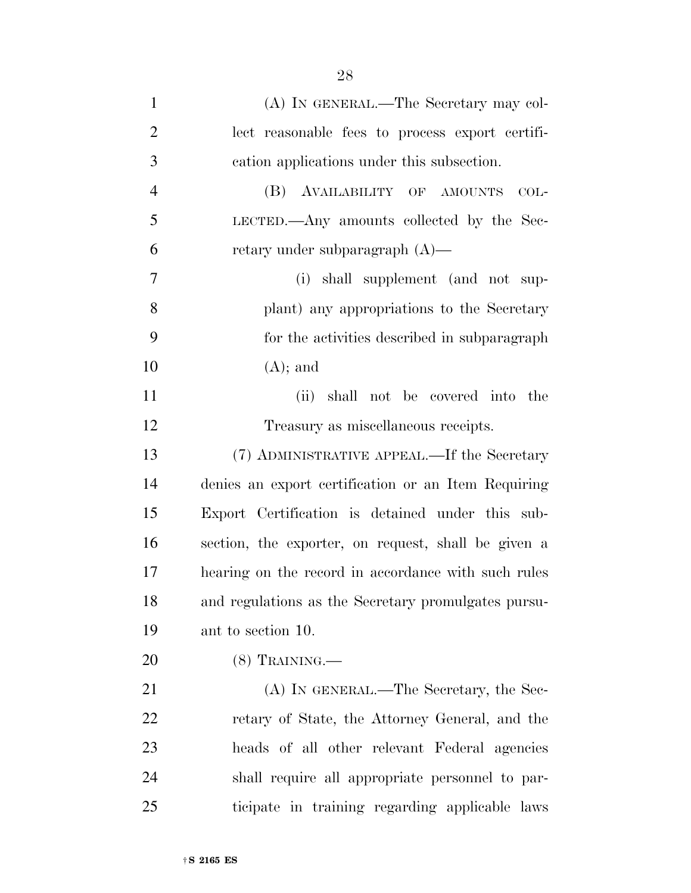(A) IN GENERAL.—The Secretary may collect reasonable fees to process export certification applications under this subsection.

(B) AVAILABILITY OF AMOUNTS COLLECTED.—Any amounts collected by the Secretary under subparagraph (A)—

(i) shall supplement (and not supplant) any appropriations to the Secretary for the activities described in subparagraph (A); and

(ii) shall not be covered into the Treasury as miscellaneous receipts.

(7) ADMINISTRATIVE APPEAL.—If the Secretary denies an export certification or an Item Requiring Export Certification is detained under this subsection, the exporter, on request, shall be given a hearing on the record in accordance with such rules and regulations as the Secretary promulgates pursuant to section 10.

(8) TRAINING.—

(A) IN GENERAL.—The Secretary, the Secretary of State, the Attorney General, and the heads of all other relevant Federal agencies shall require all appropriate personnel to participate in training regarding applicable laws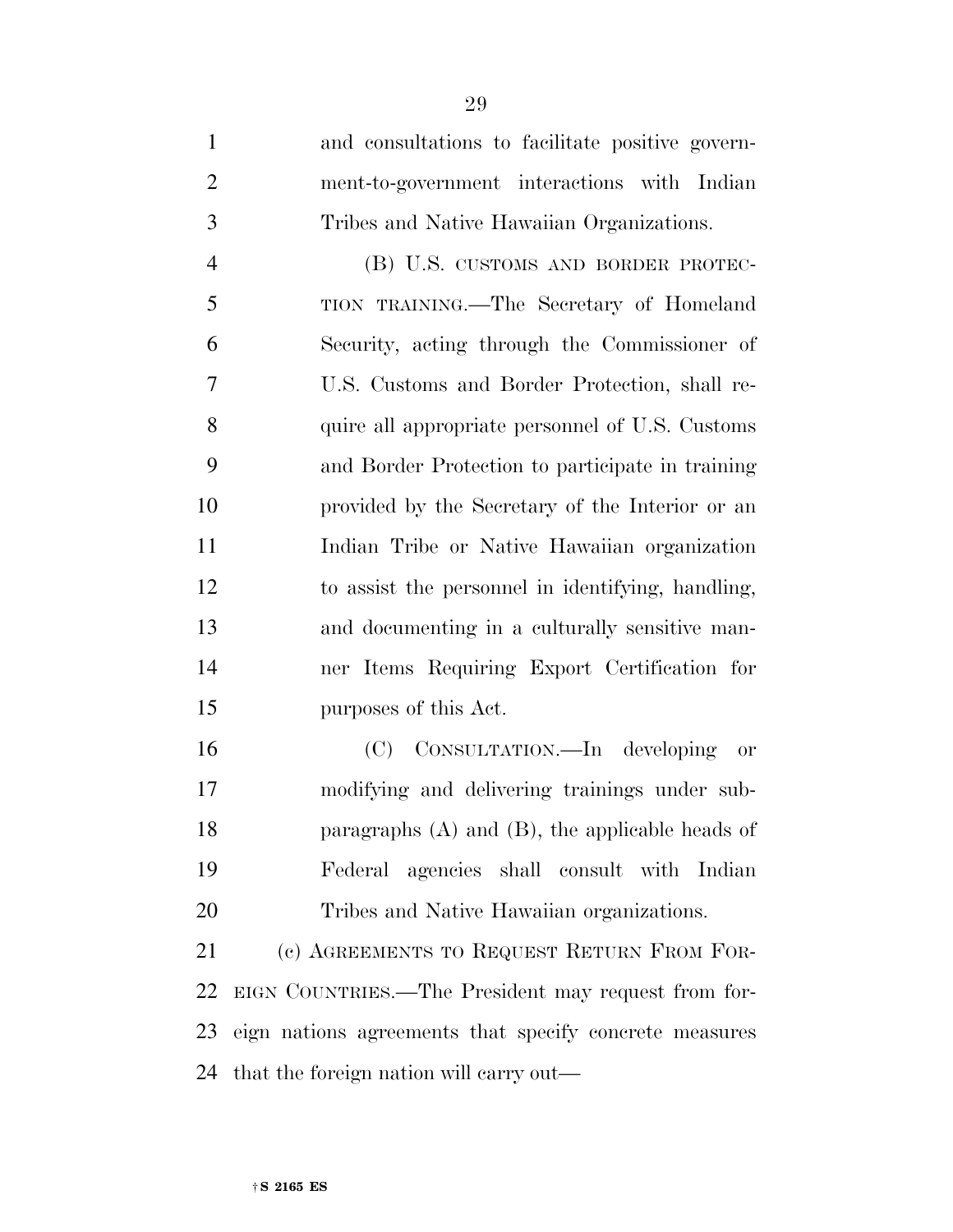and consultations to facilitate positive government-to-government interactions with Indian Tribes and Native Hawaiian Organizations.

(B) U.S. CUSTOMS AND BORDER PROTECTION TRAINING.—The Secretary of Homeland Security, acting through the Commissioner of U.S. Customs and Border Protection, shall require all appropriate personnel of U.S. Customs and Border Protection to participate in training provided by the Secretary of the Interior or an Indian Tribe or Native Hawaiian organization to assist the personnel in identifying, handling, and documenting in a culturally sensitive manner Items Requiring Export Certification for purposes of this Act.

(C) CONSULTATION.—In developing or modifying and delivering trainings under subparagraphs (A) and (B), the applicable heads of Federal agencies shall consult with Indian Tribes and Native Hawaiian organizations.

(c) AGREEMENTS TO REQUEST RETURN FROM FOREIGN COUNTRIES.—The President may request from foreign nations agreements that specify concrete measures that the foreign nation will carry out—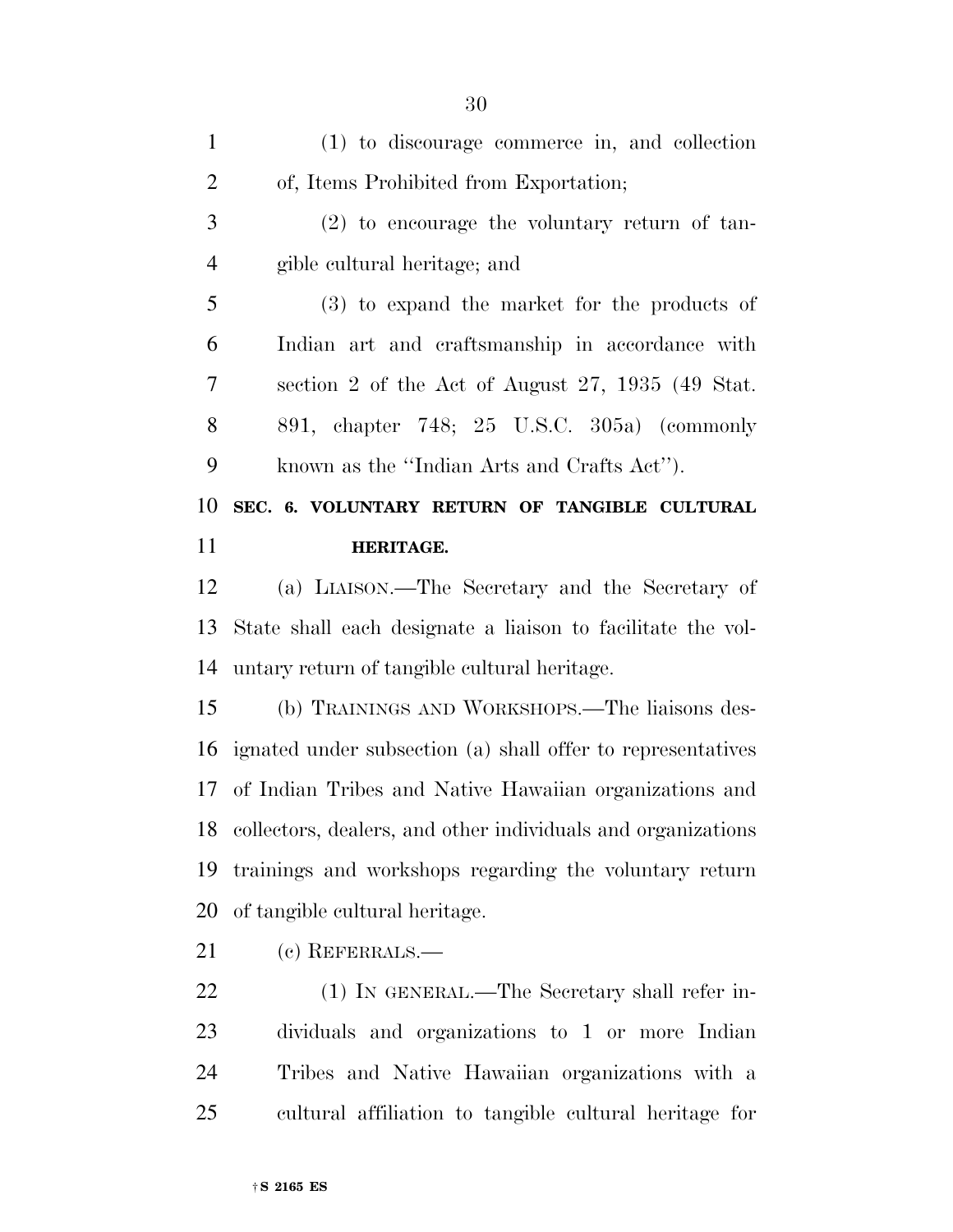(1) to discourage commerce in, and collection of, Items Prohibited from Exportation;

(2) to encourage the voluntary return of tangible cultural heritage; and

(3) to expand the market for the products of Indian art and craftsmanship in accordance with section 2 of the Act of August 27, 1935 (49 Stat. 891, chapter 748; 25 U.S.C. 305a) (commonly known as the ''Indian Arts and Crafts Act'').

## SEC. 6. VOLUNTARY RETURN OF TANGIBLE CULTURAL HERITAGE.

(a) LIAISON.—The Secretary and the Secretary of State shall each designate a liaison to facilitate the voluntary return of tangible cultural heritage.

(b) TRAININGS AND WORKSHOPS.—The liaisons designated under subsection (a) shall offer to representatives of Indian Tribes and Native Hawaiian organizations and collectors, dealers, and other individuals and organizations trainings and workshops regarding the voluntary return of tangible cultural heritage.

(c) REFERRALS.—

(1) IN GENERAL.—The Secretary shall refer individuals and organizations to 1 or more Indian Tribes and Native Hawaiian organizations with a cultural affiliation to tangible cultural heritage for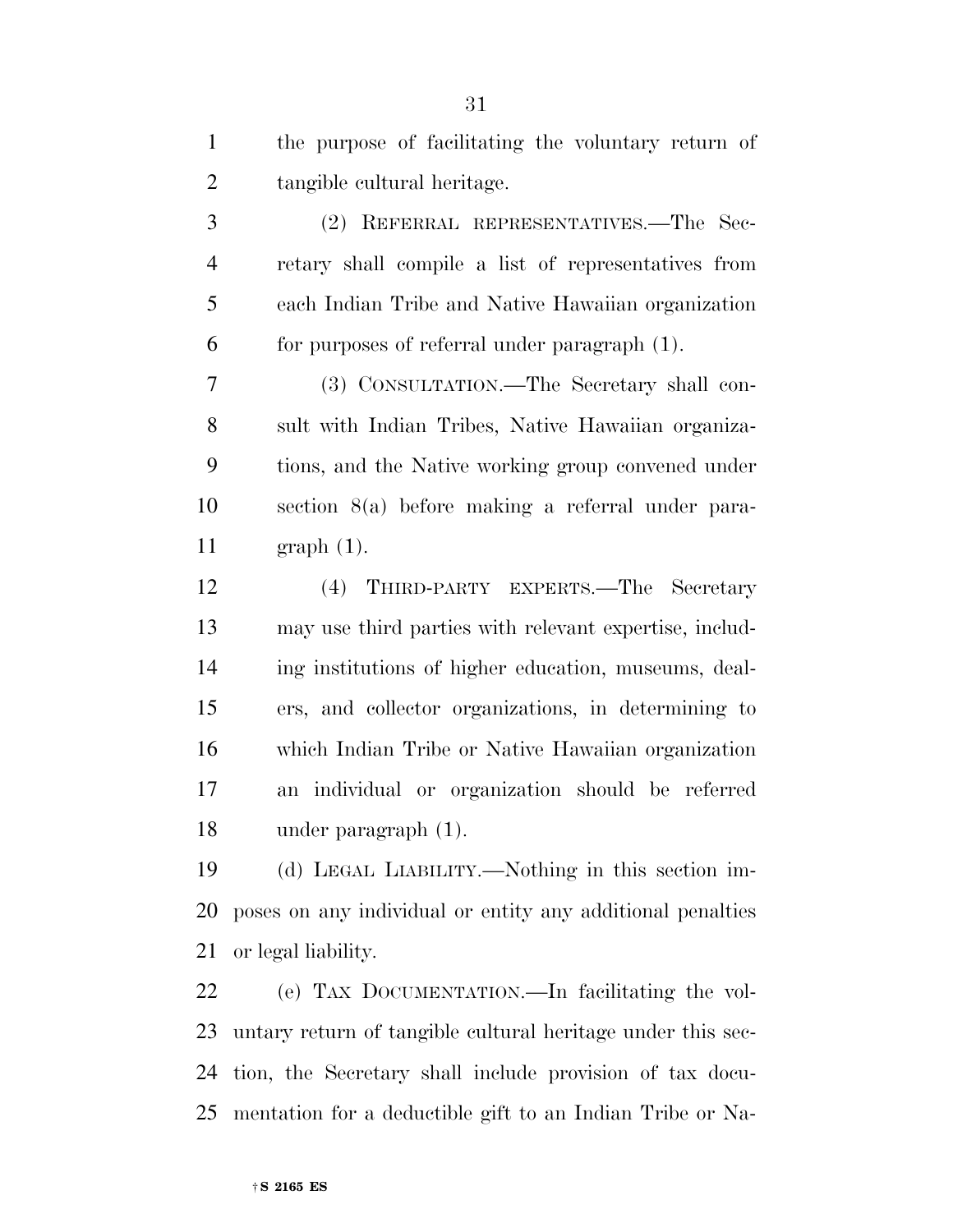the purpose of facilitating the voluntary return of tangible cultural heritage.

(2) REFERRAL REPRESENTATIVES.—The Secretary shall compile a list of representatives from each Indian Tribe and Native Hawaiian organization for purposes of referral under paragraph (1).

(3) CONSULTATION.—The Secretary shall consult with Indian Tribes, Native Hawaiian organizations, and the Native working group convened under section 8(a) before making a referral under paragraph (1).

(4) THIRD-PARTY EXPERTS.—The Secretary may use third parties with relevant expertise, including institutions of higher education, museums, dealers, and collector organizations, in determining to which Indian Tribe or Native Hawaiian organization an individual or organization should be referred under paragraph (1).

(d) LEGAL LIABILITY.—Nothing in this section imposes on any individual or entity any additional penalties or legal liability.

(e) TAX DOCUMENTATION.—In facilitating the voluntary return of tangible cultural heritage under this section, the Secretary shall include provision of tax documentation for a deductible gift to an Indian Tribe or Na-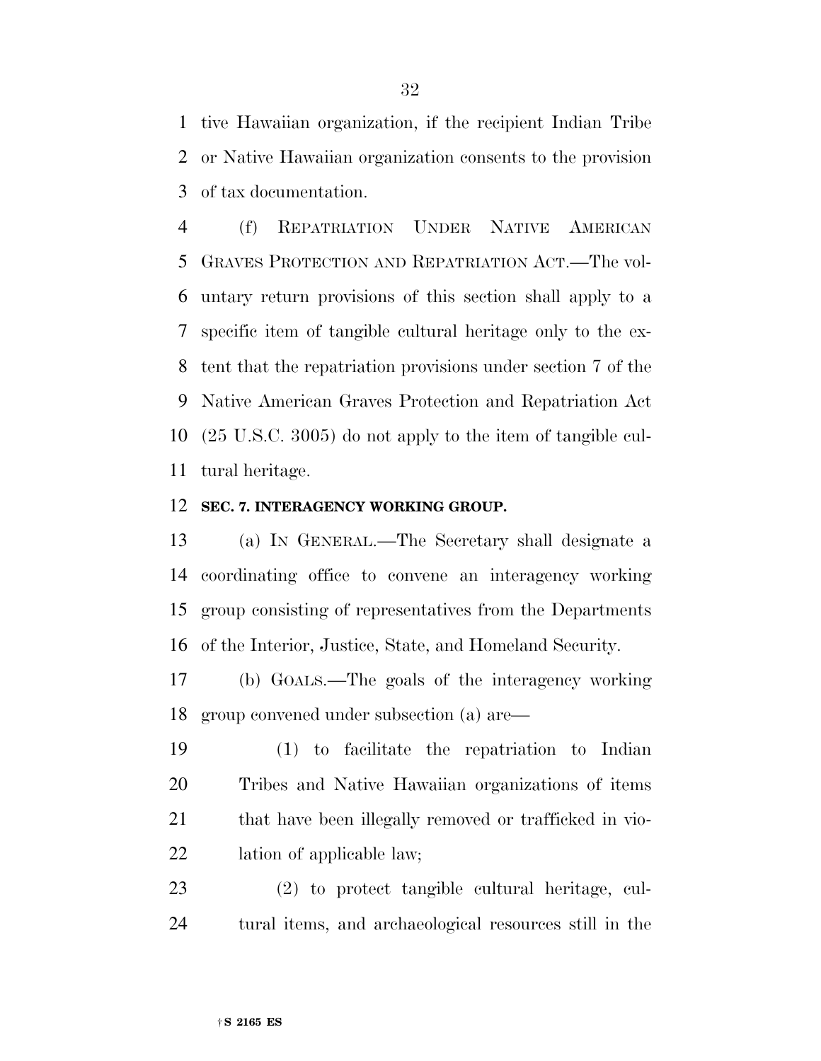tive Hawaiian organization, if the recipient Indian Tribe or Native Hawaiian organization consents to the provision of tax documentation.

(f) REPATRIATION UNDER NATIVE AMERICAN GRAVES PROTECTION AND REPATRIATION ACT.—The voluntary return provisions of this section shall apply to a specific item of tangible cultural heritage only to the extent that the repatriation provisions under section 7 of the Native American Graves Protection and Repatriation Act (25 U.S.C. 3005) do not apply to the item of tangible cultural heritage.

**SEC. 7. INTERAGENCY WORKING GROUP.**

(a) IN GENERAL.—The Secretary shall designate a coordinating office to convene an interagency working group consisting of representatives from the Departments of the Interior, Justice, State, and Homeland Security.

(b) GOALS.—The goals of the interagency working group convened under subsection (a) are—

(1) to facilitate the repatriation to Indian Tribes and Native Hawaiian organizations of items that have been illegally removed or trafficked in violation of applicable law;

(2) to protect tangible cultural heritage, cultural items, and archaeological resources still in the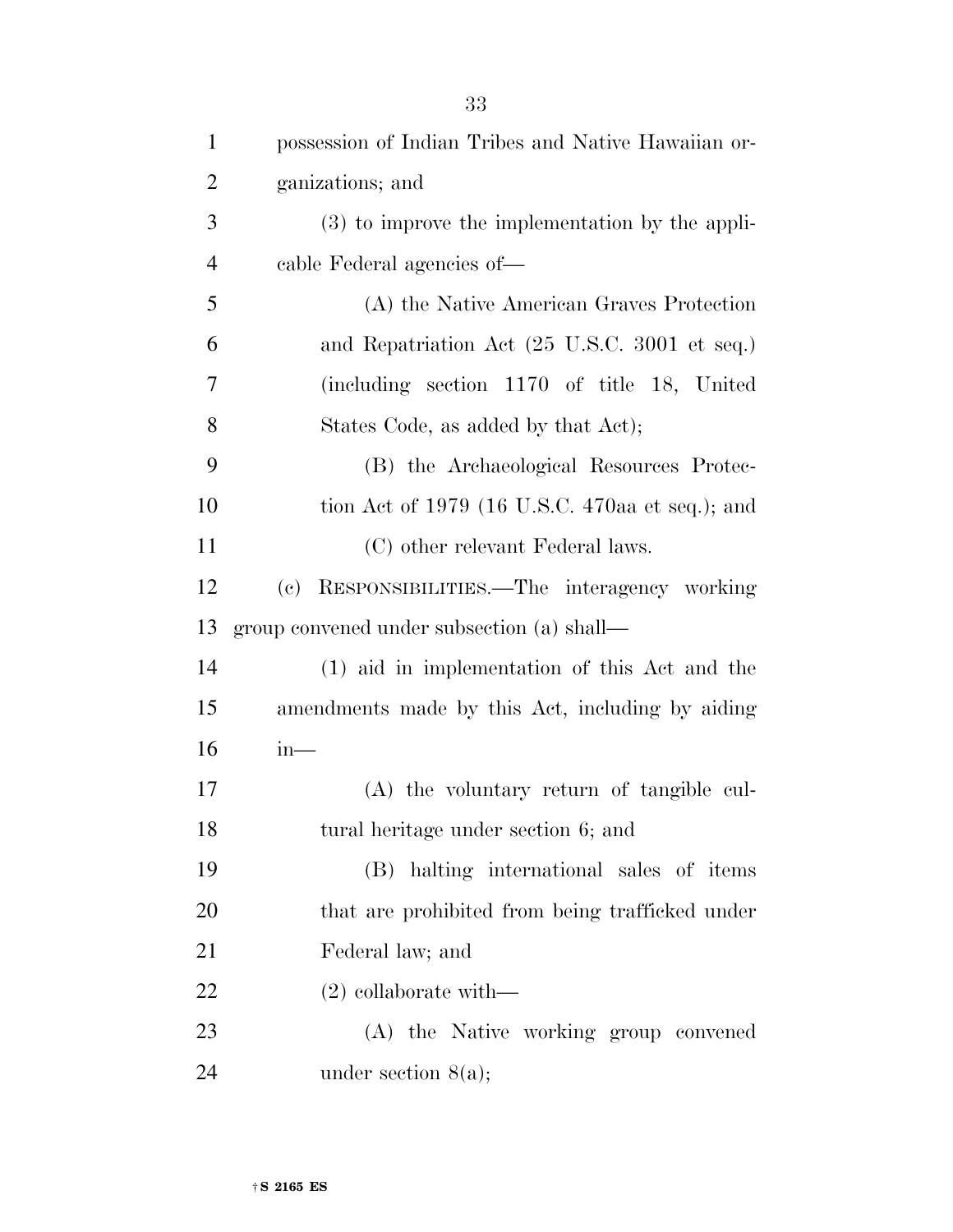possession of Indian Tribes and Native Hawaiian organizations; and

(3) to improve the implementation by the applicable Federal agencies of—

(A) the Native American Graves Protection and Repatriation Act (25 U.S.C. 3001 et seq.) (including section 1170 of title 18, United States Code, as added by that Act);

(B) the Archaeological Resources Protection Act of 1979 (16 U.S.C. 470aa et seq.); and

(C) other relevant Federal laws.

(c) RESPONSIBILITIES.—The interagency working group convened under subsection (a) shall—

(1) aid in implementation of this Act and the amendments made by this Act, including by aiding in—

(A) the voluntary return of tangible cultural heritage under section 6; and

(B) halting international sales of items that are prohibited from being trafficked under Federal law; and

(2) collaborate with—

(A) the Native working group convened under section 8(a);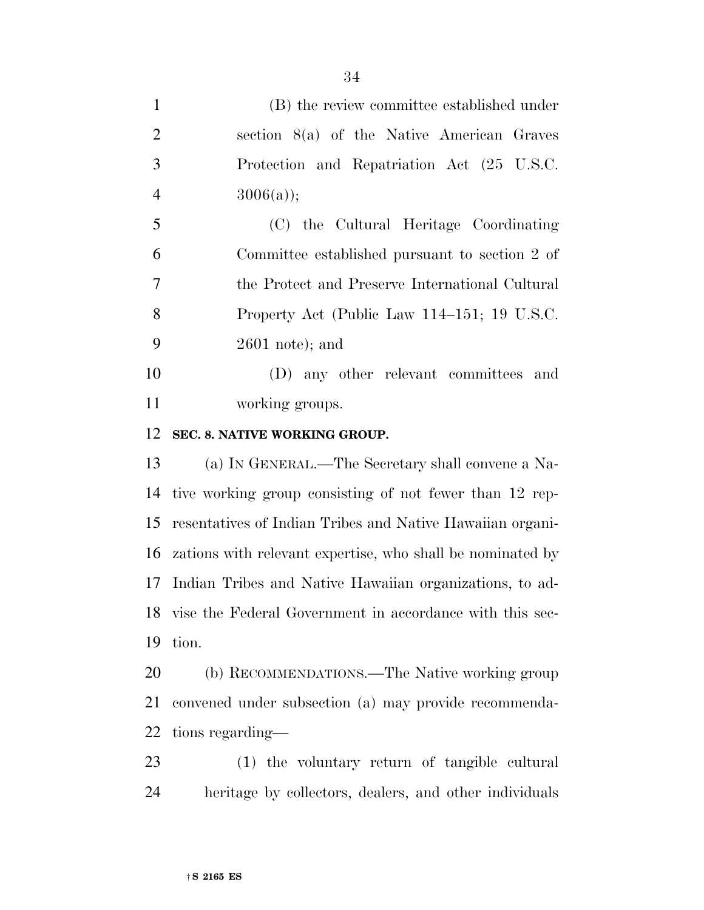(B) the review committee established under section 8(a) of the Native American Graves Protection and Repatriation Act (25 U.S.C. 3006(a));

(C) the Cultural Heritage Coordinating Committee established pursuant to section 2 of the Protect and Preserve International Cultural Property Act (Public Law 114–151; 19 U.S.C. 2601 note); and

(D) any other relevant committees and working groups.

**SEC. 8. NATIVE WORKING GROUP.**

(a) IN GENERAL.—The Secretary shall convene a Native working group consisting of not fewer than 12 representatives of Indian Tribes and Native Hawaiian organizations with relevant expertise, who shall be nominated by Indian Tribes and Native Hawaiian organizations, to advise the Federal Government in accordance with this section.

(b) RECOMMENDATIONS.—The Native working group convened under subsection (a) may provide recommendations regarding—

(1) the voluntary return of tangible cultural heritage by collectors, dealers, and other individuals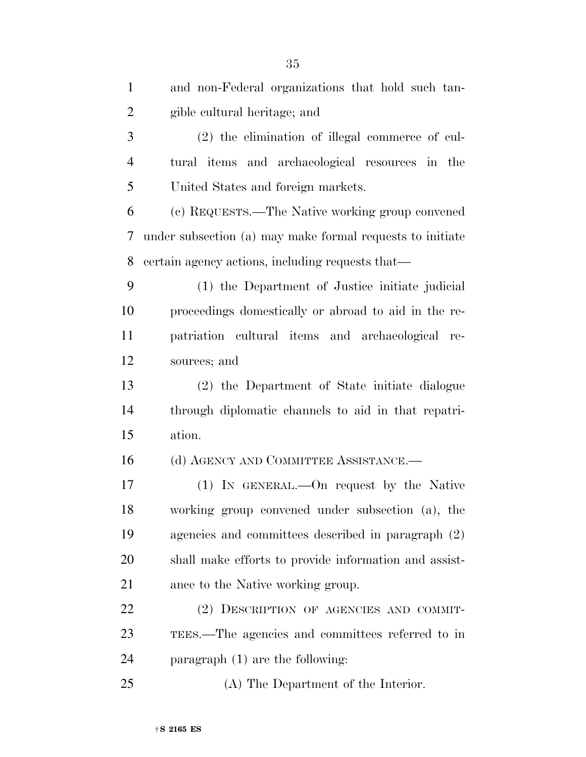and non-Federal organizations that hold such tangible cultural heritage; and

(2) the elimination of illegal commerce of cultural items and archaeological resources in the United States and foreign markets.

(c) REQUESTS.—The Native working group convened under subsection (a) may make formal requests to initiate certain agency actions, including requests that—

(1) the Department of Justice initiate judicial proceedings domestically or abroad to aid in the repatriation cultural items and archaeological resources; and

(2) the Department of State initiate dialogue through diplomatic channels to aid in that repatriation.

(d) AGENCY AND COMMITTEE ASSISTANCE.—

(1) IN GENERAL.—On request by the Native working group convened under subsection (a), the agencies and committees described in paragraph (2) shall make efforts to provide information and assistance to the Native working group.

(2) DESCRIPTION OF AGENCIES AND COMMITTEES.—The agencies and committees referred to in paragraph (1) are the following:

(A) The Department of the Interior.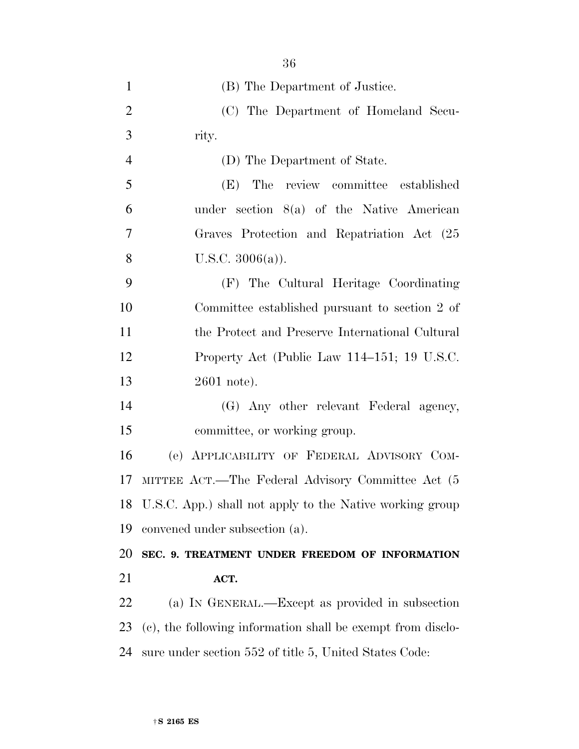(B) The Department of Justice.

(C) The Department of Homeland Security.

(D) The Department of State.

(E) The review committee established under section 8(a) of the Native American Graves Protection and Repatriation Act (25 U.S.C. 3006(a)).

(F) The Cultural Heritage Coordinating Committee established pursuant to section 2 of the Protect and Preserve International Cultural Property Act (Public Law 114–151; 19 U.S.C. 2601 note).

(G) Any other relevant Federal agency, committee, or working group.

(e) APPLICABILITY OF FEDERAL ADVISORY COMMITTEE ACT.—The Federal Advisory Committee Act (5 U.S.C. App.) shall not apply to the Native working group convened under subsection (a).

**SEC. 9. TREATMENT UNDER FREEDOM OF INFORMATION ACT.**

(a) IN GENERAL.—Except as provided in subsection (c), the following information shall be exempt from disclosure under section 552 of title 5, United States Code: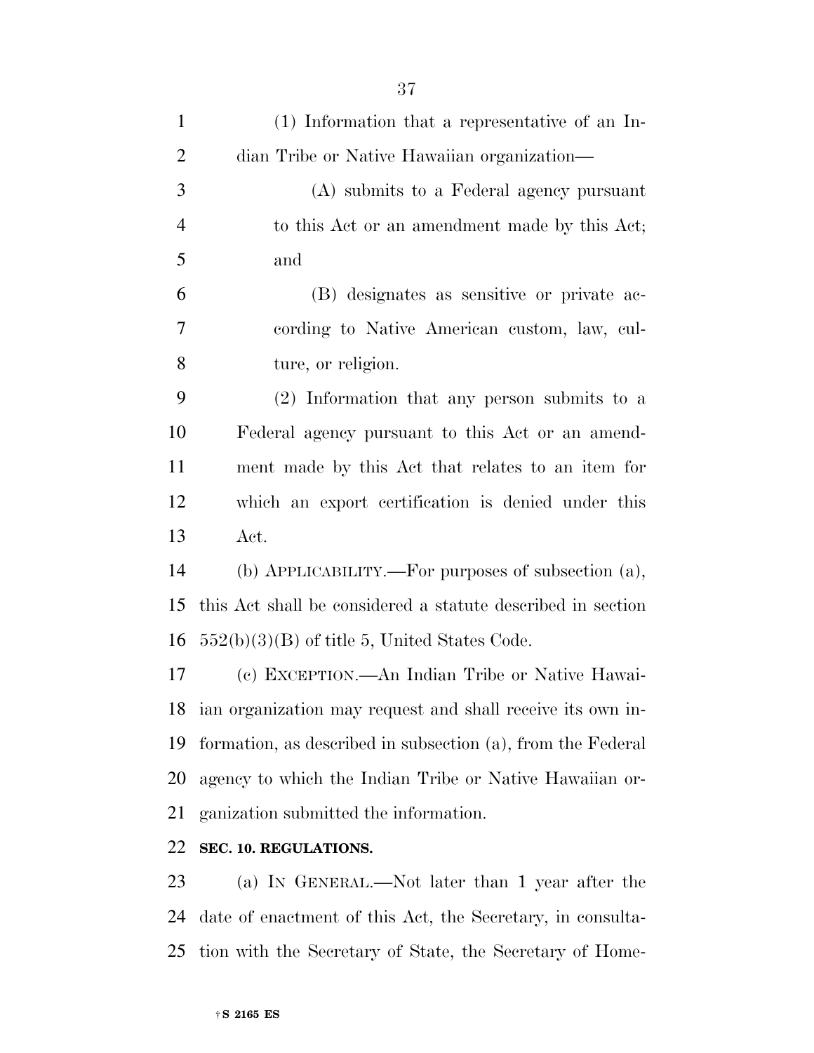(1) Information that a representative of an Indian Tribe or Native Hawaiian organization—

(A) submits to a Federal agency pursuant to this Act or an amendment made by this Act; and

(B) designates as sensitive or private according to Native American custom, law, culture, or religion.

(2) Information that any person submits to a Federal agency pursuant to this Act or an amendment made by this Act that relates to an item for which an export certification is denied under this Act.

(b) APPLICABILITY.—For purposes of subsection (a), this Act shall be considered a statute described in section 552(b)(3)(B) of title 5, United States Code.

(c) EXCEPTION.—An Indian Tribe or Native Hawaiian organization may request and shall receive its own information, as described in subsection (a), from the Federal agency to which the Indian Tribe or Native Hawaiian organization submitted the information.

**SEC. 10. REGULATIONS.**

(a) IN GENERAL.—Not later than 1 year after the date of enactment of this Act, the Secretary, in consultation with the Secretary of State, the Secretary of Home-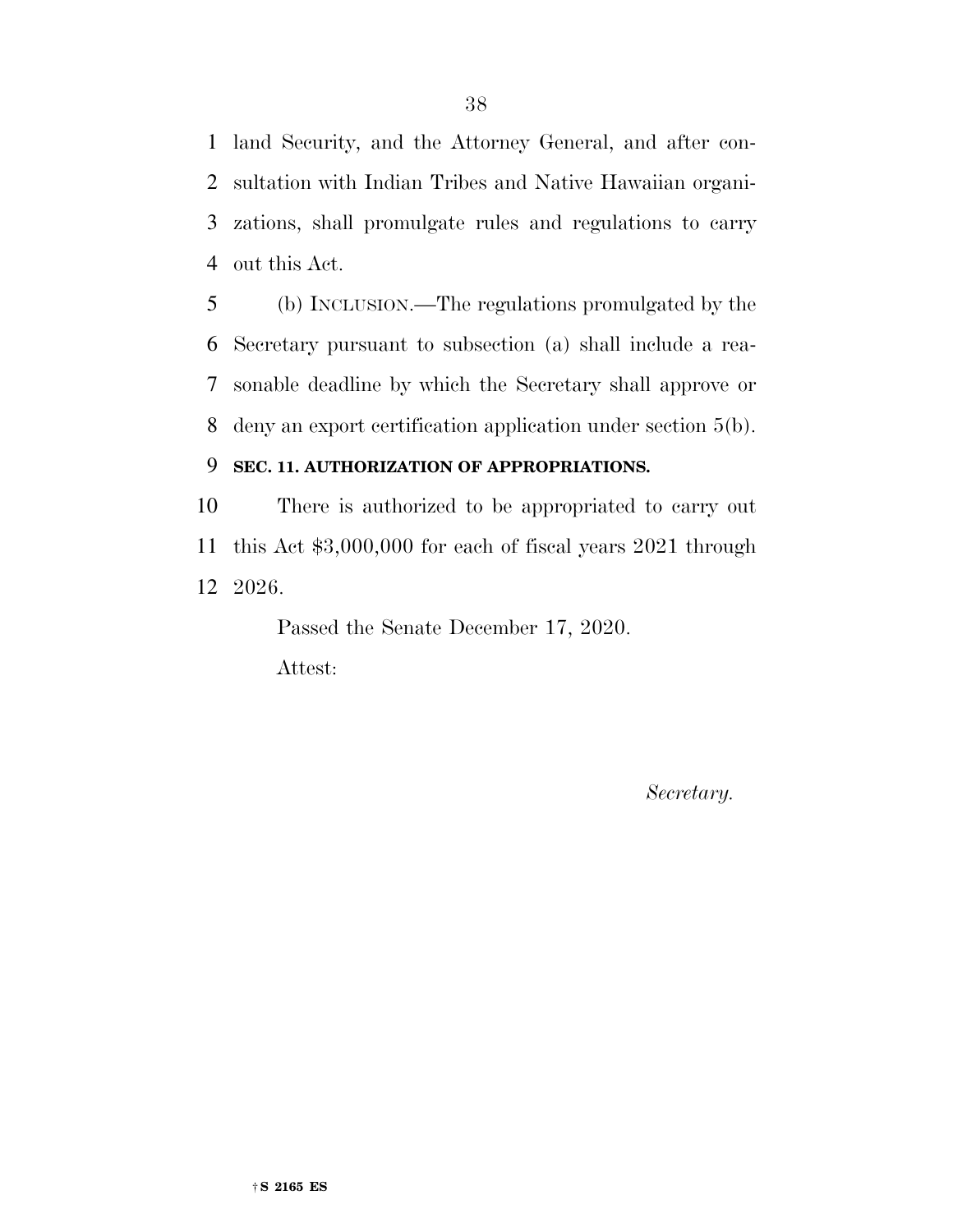land Security, and the Attorney General, and after consultation with Indian Tribes and Native Hawaiian organizations, shall promulgate rules and regulations to carry out this Act.

(b) INCLUSION.—The regulations promulgated by the Secretary pursuant to subsection (a) shall include a reasonable deadline by which the Secretary shall approve or deny an export certification application under section 5(b).

**SEC. 11. AUTHORIZATION OF APPROPRIATIONS.**

There is authorized to be appropriated to carry out this Act $3,000,000 for each of fiscal years 2021 through 2026.

Passed the Senate December 17, 2020.

Attest:

*Secretary.*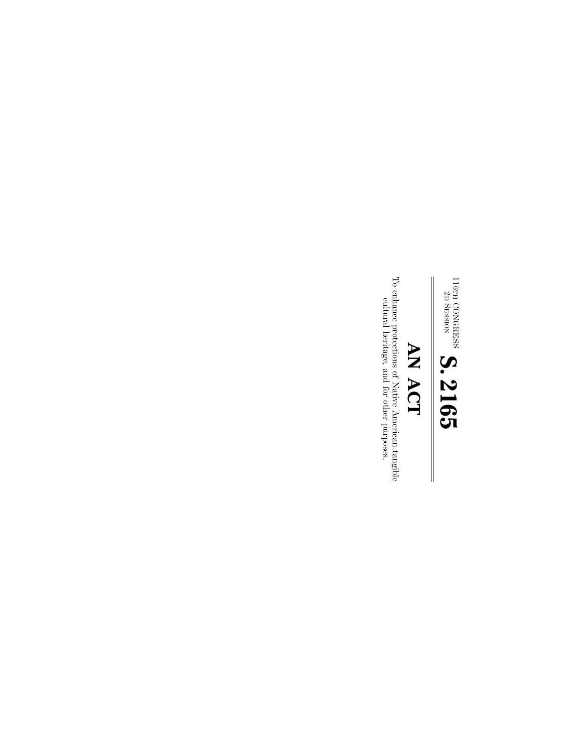116TH CONGRESS
2D SESSION

# S. 2165

# AN ACT

To enhance protections of Native American tangible cultural heritage, and for other purposes.